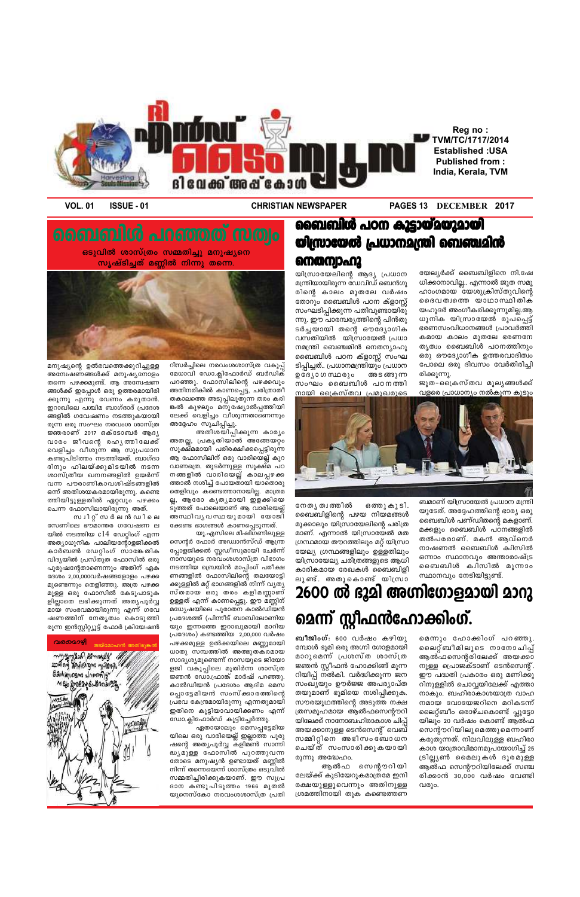# ദി എൻഡ് ടൈം ന്യൂസ്

ദിവേക്ക് അപ്പ് കോൾ

Harvesting Souls Mission

**Reg no : TVM/TC/1717/2014**
**Established :USA**
**Published from : India, Kerala, TVM**

VOL. 01 ISSUE - 01 CHRISTIAN NEWSPAPER PAGES 13 DECEMBER 2017

# ബൈബിൾ പറഞ്ഞത് സത്യം

**ഒടുവിൽ ശാസ്ത്രം സമ്മതിച്ചു മനുഷ്യനെ സൃഷ്ടിച്ചത് മണ്ണിൽ നിന്നു തന്നെ.**

മനുഷ്യന്റെ ഉൽഭവത്തെക്കുറിച്ചുള്ള അന്വേഷണങ്ങൾക്ക് മനുഷ്യനോളം തന്നെ പഴക്കമുണ്ട്. ആ അന്വേഷണങ്ങൾക്ക് ഇപ്പോൾ ഒരു ഉത്തരമായിരിക്കുന്നു എന്നു വേണം കരുതാൻ. ഇറാഖിലെ പശ്ചിമ ബാഗ്ദാദ് പ്രദേശങ്ങളിൽ ഗവേഷണം നടത്തുകയായിരുന്ന ഒരു സംഘം നരവംശ ശാസ്ത്രജ്ഞരാണ് 2017 ഒക്ടോബർ ആദ്യവാരം ജീവന്റെ രഹസ്യത്തിലേക്ക് വെളിച്ചം വീശുന്ന ആ സുപ്രധാന കണ്ടുപിടിത്തം നടത്തിയത്. ബാഗ്ദാദിനും ഹിലയ്ക്കുമിടയിൽ നടന്ന ശാസ്ത്രീയ ഖനനങ്ങളിൽ ഉയർന്ന് വന്ന പൗരാണികാവശിഷ്ടങ്ങളിൽ ഒന്ന് അതിശയകരമായിരുന്നു. കണ്ടെത്തിയിട്ടുള്ളതിൽ ഏറ്റവും പഴക്കം ചെന്ന ഫോസിലായിരുന്നു അത്.

സ്വിറ്റ്സർലൻഡിലെ സേണിലെ ഭൗമാന്തര ഗവേഷണ ലയിൽ നടത്തിയ c14 ഡേറ്റിംഗ് എന്ന അത്യാധുനിക പാലിയന്റോളജിക്കൽ കാർബൺ ഡേറ്റിംഗ് സാങ്കേതിക വിദ്യയിൽ പ്രസ്തുത ഫോസിൽ ഒരു പുരുഷന്റേതാണെന്നും അതിന് ഏകദേശം 2,00,000വർഷങ്ങളോളം പഴക്കമുണ്ടെന്നും തെളിഞ്ഞു. അത്ര പഴക്കമുള്ള ഒരു ഫോസിൽ കേടുപാടുകളില്ലാതെ ലഭിക്കുന്നത് അത്യപൂർവ്വമായ സംഭവമായിരുന്നു എന്ന് ഗവേഷണത്തിന് നേതൃത്വം കൊടുത്തിരുന്ന ഇൻസ്റ്റിറ്റ്യൂട്ട് ഫോർ ക്രിയേഷൻ റിസർച്ചിലെ നരവംശശാസ്ത്ര വകുപ്പ് മേധാവി ഡോ.ക്ലിഫോർഡ് ബർഡിക് പറഞ്ഞു. ഫോസിലിന്റെ പഴക്കവും അതിനരികിൽ കാണപ്പെട്ട, ചരിത്രാതീതകാലത്തെ അടുപ്പിലുരുന്ന തരം കരികൾ കുഴലും മനുഷ്യോൽപ്പത്തിയിലേക്ക് വെളിച്ചം വീശുന്നതാണെന്നും അദ്ദേഹം സൂചിപ്പിച്ചു.

അതിശയിപ്പിക്കുന്ന കാര്യം അതല്ല. പ്രകൃതിയാൽ അങ്ങേയറ്റം സൂക്ഷ്മമായി പരിരക്ഷിക്കപ്പെട്ടിരുന്ന ആ ഫോസിലിന് ഒരു വാരിയെല്ല് കുറവാണത്രെ. തുടർന്നുള്ള സൂക്ഷ്മ പഠനങ്ങളിൽ വാരിയെല്ല് കാലപ്പഴക്കത്താൽ നശിച്ച് പോയതായി യാതൊരു തെളിവും കണ്ടെത്താനായില്ല. മാത്രമല്ല, ആരോ കൃത്യമായി ഇളക്കിയെടുത്തത് പോലെയാണ് ആ വാരിയെല്ല് അസ്ഥിവ്യവസ്ഥയുമായി യോജിക്കേണ്ട ഭാഗങ്ങൾ കാണപ്പെടുന്നത്.

യു.എസിലെ മിഷിഗണിലുള്ള സെന്റർ ഫോർ അഡ്വാൻസ്ഡ് ആന്ത്രപ്പോളജിക്കൽ സ്റ്റഡീസുമായി ചേർന്ന് നാസയുടെ നരവംശശാസ്ത്ര വിഭാഗം നടത്തിയ ബ്രെയിൻ മാപ്പിംഗ് പരീക്ഷണങ്ങളിൽ ഫോസിലിന്റെ തലയോട്ടിക്കുള്ളിൽ മറ്റ് ഭാഗങ്ങളിൽ നിന്ന് വ്യത്യസ്തമായ ഒരു തരം കളിമണ്ണ് ഉള്ളത് എന്ന് കാണപ്പെട്ടു. ഈ മണ്ണിന് മധ്യേഷ്യയിലെ പുരാതന കാൽഡിയൻ പ്രദേശത്ത് (പിന്നീട് ബാബിലോണിയയും ഇന്നത്തെ ഇറാഖുമായി മാറിയ പ്രദേശം) കണ്ടെത്തിയ 2,00,000 വർഷം പഴക്കമുള്ള ഉൽക്കയിലെ മണ്ണുമായി യാതൊരു സമ്പത്തിൽ അത്ഭുതകരമായ സാദൃശ്യമുണ്ടെന്ന് നാസയുടെ ജിയോളജി വകുപ്പിലെ മുതിർന്ന ശാസ്ത്രജ്ഞൻ ഡോ.ഫ്രാങ്ക് മാർഷ് പറഞ്ഞു. കാൽഡിയൻ പ്രദേശം ആദിമ മെസപ്പൊട്ടേമിയൻ സംസ്കാരത്തിന്റെ പ്രഭവ കേന്ദ്രമായിരുന്നു എന്നതുമായി ഇതിനെ കൂട്ടിയോവായിക്കണം എന്ന് ഡോ.ക്ലിഫോർഡ് കൂട്ടിച്ചേർത്തു.

ഏതായാലും മെസപ്പൊട്ടേമിയയിലെ ഒരു വാരിയെല്ല് ഇല്ലാത്ത പുരുഷന്റെ അത്യപൂർവ്വ കളിമൺ സാന്നിദ്ധ്യമുള്ള ഫോസിൽ പുറത്തുവന്നതോടെ മനുഷ്യൻ ഉണ്ടായത് മണ്ണിൽ നിന്ന് തന്നെയെന്ന് ശാസ്ത്രം ഒടുവിൽ സമ്മതിച്ചിരിക്കുകയാണ്. ഈ സുപ്രധാന കണ്ടുപിടുത്തം 1966 മുതൽ യുനെസ്കോ നരവംശശാസ്ത്ര പ്രതി

**വരകാഴ്ച** — ജയ്മോഹൻ അതിരുങ്കൽ

# ബൈബിൾ പഠന കൂട്ടായ്മയുമായി യിസ്രായേൽ പ്രധാനമന്ത്രി ബെഞ്ചമിൻ നെതന്യാഹു

യിസ്രായേലിന്റെ ആദ്യ പ്രധാനമന്ത്രിയായിരുന്ന ഡേവിഡ് ബെൻഗൂരിന്റെ കാലം മുതലേ വർഷംതോറും ബൈബിൾ പഠന ക്ലാസ്സ് സംഘടിപ്പിക്കുന്ന പതിവുണ്ടായിരുന്നു. ഈ പാരമ്പര്യത്തിന്റെ പിൻതുടർച്ചയായി തന്റെ ഔദ്യോഗിക വസതിയിൽ യിസ്രായേൽ പ്രധാനമന്ത്രി ബെഞ്ചമിൻ നെതന്യാഹു ബൈബിൾ പഠന ക്ലാസ്സ് സംഘടിപ്പിച്ചു. പ്രധാനമന്ത്രിയും പ്രധാന ഉദ്യോഗസ്ഥരും അടങ്ങുന്ന സംഘം ബൈബിൾ പഠനത്തിനായി ക്രൈസ്തവ പ്രമുഖരുടെ നേതൃത്വത്തിൽ ഒത്തുകൂടി. ബൈബിളിന്റെ പഴയ നിയമങ്ങൾ മുക്കാലും യിസ്രായേലിന്റെ ചരിത്രമാണ്. എന്നാൽ യിസ്രായേൽ മതഗ്രന്ഥമായ തൗറത്തിലും മറ്റ് യിസ്രായേല്യ ഗ്രന്ഥങ്ങളിലും ഉള്ളതിലും യിസ്രായേല്യ ചരിത്രങ്ങളുടെ ആധികാരികമായ രേഖകൾ ബൈബിളിലുണ്ട്. അതുകൊണ്ട് യിസ്രായേല്യർക്ക് ബൈബിളിനെ നിഷേധിക്കാനാവില്ല. എന്നാൽ ജൂത സമൂഹാംഗമായ യേശുക്രിസ്തുവിന്റെ ദൈവത്വത്തെ യാഥാസ്ഥിതിക യഹൂദർ അംഗീകരിക്കുന്നുമില്ല. ആധുനിക യിസ്രായേൽ രൂപപ്പെട്ട് ഭരണസംവിധാനങ്ങൾ പ്രാവർത്തികമായ കാലം മുതലേ ഭരണനേതൃത്വം ബൈബിൾ പഠനത്തിനും ഒരു ഔദ്യോഗിക ഉത്തരവാദിത്വം പോലെ ഒരു ദിവസം വേർതിരിച്ചിരിക്കുന്നു.

ജൂത-ക്രൈസ്തവ മൂല്യങ്ങൾക്ക് വളരെ പ്രാധാന്യം നൽകുന്ന കുടുംബമാണ് യിസ്രായേൽ പ്രധാന മന്ത്രിയുടേത്. അദ്ദേഹത്തിന്റെ ഭാര്യ ഒരു ബൈബിൾ പണ്ഡിതന്റെ മകളാണ്. മക്കളും ബൈബിൾ പഠനങ്ങളിൽ തൽപരരാണ്. മകൻ ആവ്നെർ നാഷണൽ ബൈബിൾ ക്വിസിൽ ഒന്നാം സ്ഥാനവും അന്താരാഷ്ട്ര ബൈബിൾ ക്വിസിൽ മൂന്നാം സ്ഥാനവും നേടിയിട്ടുണ്ട്.

# 2600 ൽ ഭൂമി അഗ്നിഗോളമായി മാറുമെന്ന് സ്റ്റീഫൻഹോക്കിംഗ്.

**ബീജിംഗ്:** 600 വർഷം കഴിയുമ്പോൾ ഭൂമി ഒരു അഗ്നി ഗോളമായി മാറുമെന്ന് പ്രശസ്ത ശാസ്ത്രജ്ഞൻ സ്റ്റീഫൻ ഹോക്കിംഗ് മുന്നറിയിപ്പ് നൽകി. വർദ്ധിക്കുന്ന ജനസംഖ്യയും ഊർജ്ജ അപര്യാപ്തതയുമാണ് ഭൂമിയെ നശിപ്പിക്കുക. സൗരയൂഥത്തിന്റെ അടുത്ത നക്ഷത്രസമൂഹമായ ആൽഫസെന്റൗറിയിലേക്ക് നാനോബഹിരാകാശ ചിപ്പ് അയക്കാനുള്ള ടെൻസെന്റ് വെബ് സമ്മിറ്റിനെ അഭിസംബോധന ചെയ്ത് സംസാരിക്കുകയായിരുന്നു അദ്ദേഹം.

ആൽഫ സെന്റൗറിയിലേക്ക് കുടിയേറുകമാത്രമേ ഇനി രക്ഷയുള്ളൂവെന്നും അതിനുള്ള ശ്രമത്തിനായി തുക കണ്ടെത്തണമെന്നും ഹോക്കിംഗ് പറഞ്ഞു. ലൈറ്റ് ബീമിലൂടെ നാനോചിപ്പ് ആൽഫസെന്റൗരിലേക്ക് അയക്കാനുള്ള പ്രൊജക്ടാണ് ടെൻസെന്റ്. ഈ പദ്ധതി പ്രകാരം ഒരു മണിക്കൂറിനുള്ളിൽ ചൊവ്വയിലേക്ക് എത്താനാകും. ബഹിരാകാശയാത്ര വാഹനമായ വോയേജറിനെ മറികടന്ന് ലൈറ്റ്ബീം ഒരാഴ്ചകൊണ്ട് പ്ലൂട്ടോയിലും 20 വർഷം കൊണ്ട് ആൽഫസെന്റൗറിയിലുമെത്തുമെന്നാണ് കരുതുന്നത്. നിലവിലുള്ള ബഹിരാകാശ യാത്രാവിമാനമുപയോഗിച്ച് 25 ട്രില്ല്യൺ മൈലുകൾ ദൂരമുള്ള ആൽഫ സെന്റൗറിയിലേക്ക് സഞ്ചരിക്കാൻ 30,000 വർഷം വേണ്ടിവരും.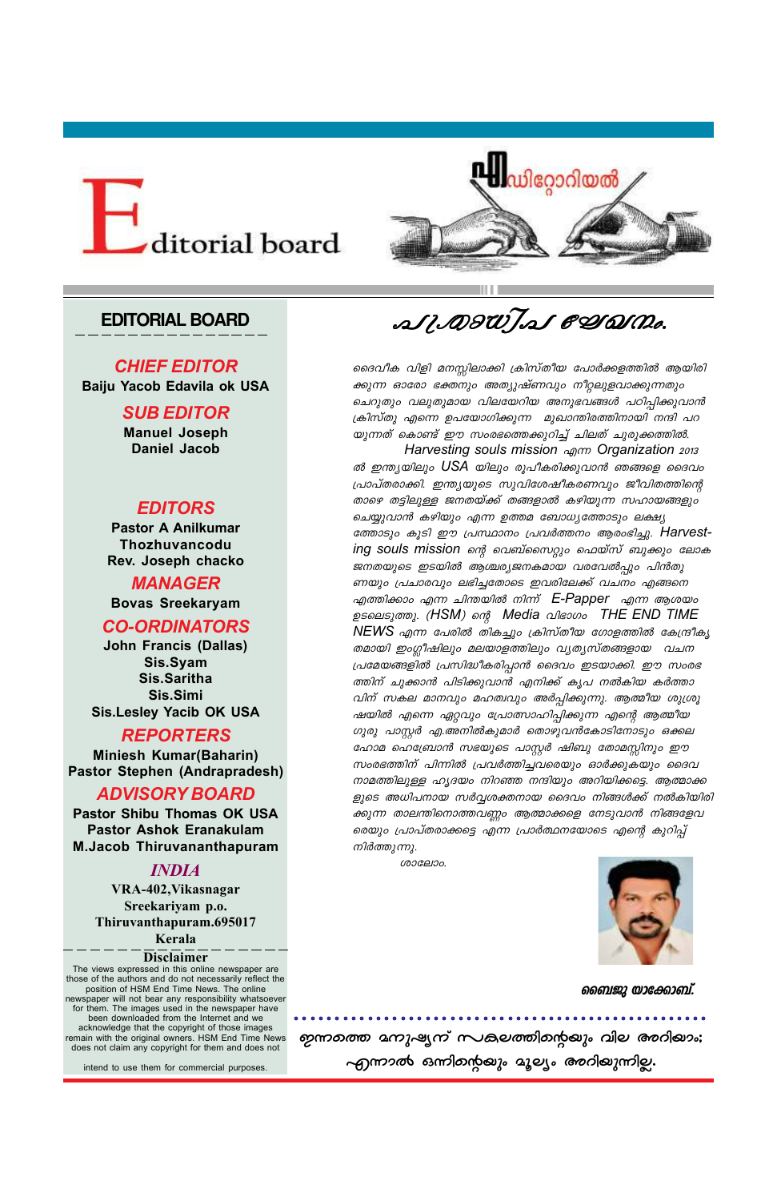# Editorial board

എഡിറ്റോറിയൽ

## EDITORIAL BOARD

**CHIEF EDITOR**
Baiju Yacob Edavila ok USA

**SUB EDITOR**
Manuel Joseph
Daniel Jacob

**EDITORS**
Pastor A Anilkumar
Thozhuvancodu
Rev. Joseph chacko

**MANAGER**
Bovas Sreekaryam

**CO-ORDINATORS**
John Francis (Dallas)
Sis.Syam
Sis.Saritha
Sis.Simi
Sis.Lesley Yacib OK USA

**REPORTERS**
Miniesh Kumar(Baharin)
Pastor Stephen (Andrapradesh)

**ADVISORY BOARD**
Pastor Shibu Thomas OK USA
Pastor Ashok Eranakulam
M.Jacob Thiruvananthapuram

**INDIA**
VRA-402,Vikasnagar
Sreekariyam p.o.
Thiruvanthapuram.695017
Kerala

**Disclaimer**
The views expressed in this online newspaper are those of the authors and do not necessarily reflect the position of HSM End Time News. The online newspaper will not bear any responsibility whatsoever for them. The images used in the newspaper have been downloaded from the Internet and we acknowledge that the copyright of those images remain with the original owners. HSM End Time News does not claim any copyright for them and does not intend to use them for commercial purposes.

## പ്രിയരേ വന്ദനം.

ദൈവീക വിളി മനസ്സിലാക്കി ക്രിസ്തീയ പോർക്കളത്തിൽ ആയിരിക്കുന്ന ഓരോ ഭക്തനും അത്യുഷ്ണവും നിറ്റലുളവാക്കുന്നതും ചെറുതും വലുതുമായ വിലയേറിയ അനുഭവങ്ങൾ പഠിപ്പിക്കുവാൻ ക്രിസ്തു എന്നെ ഉപയോഗിക്കുന്ന മുഖാന്തിരത്തിനായി നന്ദി പറയുന്നത് കൊണ്ട് ഈ സംരഭത്തെക്കുറിച്ച് ചിലത് ചുരുക്കത്തിൽ.

Harvesting souls mission എന്ന Organization 2013 ൽ ഇന്ത്യയിലും USA യിലും രൂപീകരിക്കുവാൻ ഞങ്ങളെ ദൈവം പ്രാപ്തരാക്കി. ഇന്ത്യയുടെ സുവിശേഷീകരണവും ജീവിതത്തിന്റെ താഴെ തട്ടിലുള്ള ജനതയ്ക്ക് തങ്ങളാൽ കഴിയുന്ന സഹായങ്ങളും ചെയ്യുവാൻ കഴിയും എന്ന ഉത്തമ ബോധ്യത്തോടും ലക്ഷ്യത്തോടും കൂടി ഈ പ്രസ്ഥാനം പ്രവർത്തനം ആരംഭിച്ചു. Harvesting souls mission ന്റെ വെബ്സൈറ്റും ഫെയ്സ് ബുക്കും ലോക ജനതയുടെ ഇടയിൽ ആശ്ചര്യജനകമായ വരവേൽപ്പും പിൻതുണയും പ്രചാരവും ലഭിച്ചതോടെ ഇവരിലേക്ക് വചനം എങ്ങനെ എത്തിക്കാം എന്ന ചിന്തയിൽ നിന്ന് E-Papper എന്ന ആശയം ഉടലെടുത്തു. (HSM) ന്റെ Media വിഭാഗം THE END TIME NEWS എന്ന പേരിൽ തികച്ചും ക്രിസ്തീയ ഗോളത്തിൽ കേന്ദ്രീകൃതമായി ഇംഗ്ലീഷിലും മലയാളത്തിലും വ്യത്യസ്തങ്ങളായ വചന പ്രമേയങ്ങളിൽ പ്രസിദ്ധീകരിപ്പാൻ ദൈവം ഇടയാക്കി. ഈ സംരഭത്തിന് ചുക്കാൻ പിടിക്കുവാൻ എനിക്ക് കൃപ നൽകിയ കർത്താവിന് സകല മാനവും മഹത്വവും അർപ്പിക്കുന്നു. ആത്മീയ ശുശ്രൂഷയിൽ എന്നെ ഏറ്റവും പ്രോത്സാഹിപ്പിക്കുന്ന എന്റെ ആത്മീയ ഗുരു പാസ്റ്റർ എ.അനിൽകുമാർ തൊഴുവൻകോടിനോടും ഒക്കലഹോമ ഹെബ്രോൻ സഭയുടെ പാസ്റ്റർ ഷിബു തോമസ്സിനും ഈ സംരഭത്തിന് പിന്നിൽ പ്രവർത്തിച്ചവരെയും ഓർക്കുകയും ദൈവ നാമത്തിലുള്ള ഹൃദയം നിറഞ്ഞ നന്ദിയും അറിയിക്കട്ടെ. ആത്മാക്കളുടെ അധിപനായ സർവ്വശക്തനായ ദൈവം നിങ്ങൾക്ക് നൽകിയിരിക്കുന്ന താലന്തിനൊത്തവണ്ണം ആത്മാക്കളെ നേടുവാൻ നിങ്ങളേവരെയും പ്രാപ്തരാക്കട്ടെ എന്ന പ്രാർത്ഥനയോടെ എന്റെ കുറിപ്പ് നിർത്തുന്നു.

ശാലോം.

**ബൈജു യാക്കോബ്.**

ഇന്നത്തെ മനുഷ്യന് സകലത്തിന്റെയും വില അറിയാം; എന്നാൽ ഒന്നിന്റെയും മൂല്യം അറിയുന്നില്ല.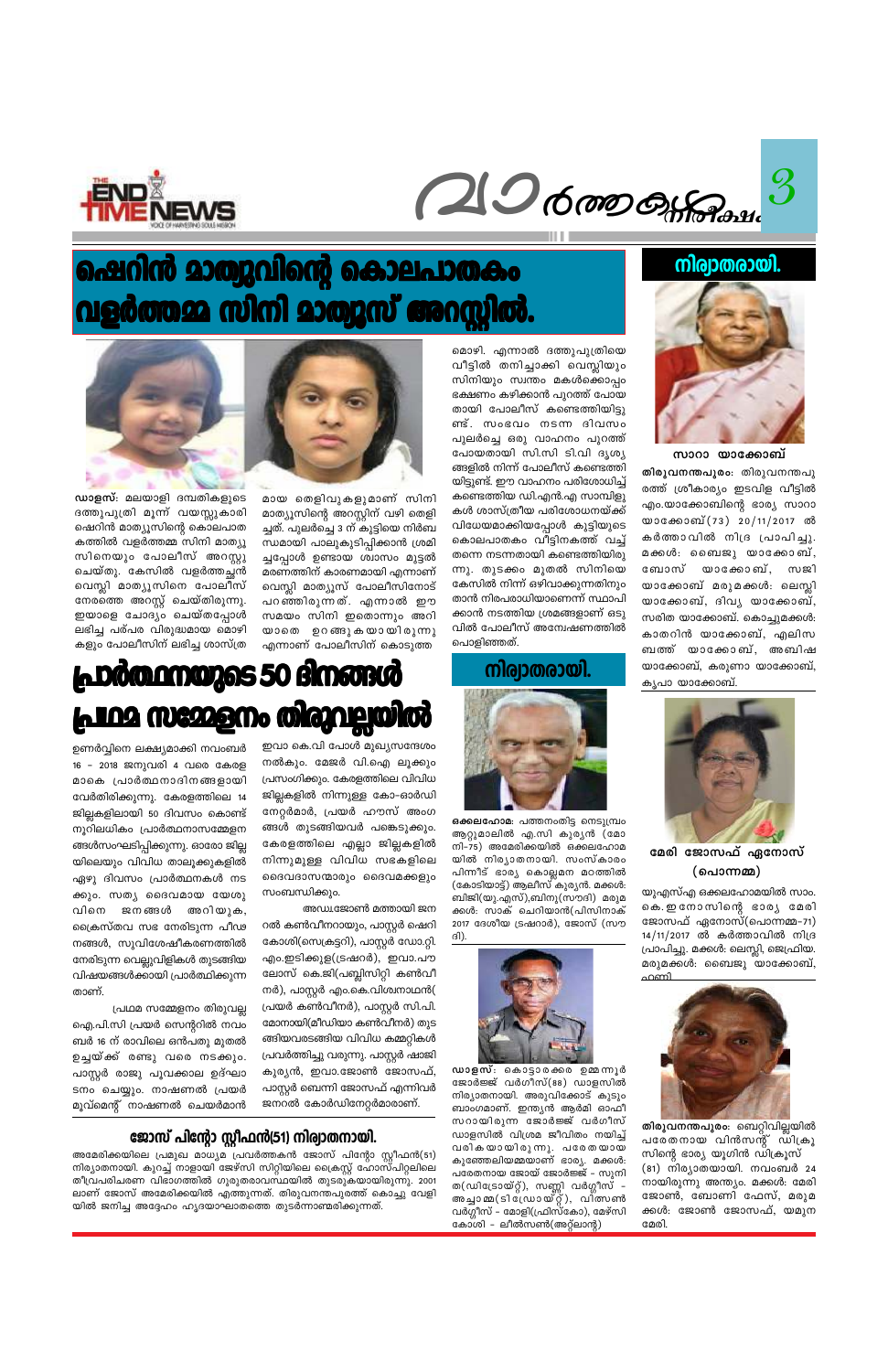# ഷെറിൻ മാത്യുവിന്റെ കൊലപാതകം വളർത്തമ്മ സിനി മാത്യൂസ് അറസ്റ്റിൽ.

**ഡാളസ്:** മലയാളി ദമ്പതികളുടെ ദത്തുപുത്രി മൂന്ന് വയസ്സുകാരി ഷെറിൻ മാത്യൂസിന്റെ കൊലപാതകത്തിൽ വളർത്തമ്മ സിനി മാത്യൂസിനെയും പോലീസ് അറസ്റ്റു ചെയ്തു. കേസിൽ വളർത്തച്ഛൻ വെസ്ലി മാത്യൂസിനെ പോലീസ് നേരത്തെ അറസ്റ്റ് ചെയ്തിരുന്നു. ഇരുവരെ ചോദ്യം ചെയ്തപ്പോൾ ലഭിച്ച പരസ്പര വിരുദ്ധമായ മൊഴി കളും പോലീസിന് ലഭിച്ച ശാസ്ത്രമായ തെളിവുകളുമാണ് സിനി മാത്യൂസിന്റെ അറസ്റ്റിന് വഴി തെളിച്ചത്. പുലർച്ചെ 3 ന് കുട്ടിയെ നിർബന്ധമായി പാലുകുടിപ്പിക്കാൻ ശ്രമിച്ചപ്പോൾ ഉണ്ടായ ശ്വാസം മുട്ടൽ മരണത്തിന് കാരണമായി എന്നാണ് വെസ്ലി മാത്യൂസ് പോലീസിനോട് പറഞ്ഞിരുന്നത്. എന്നാൽ ഈ സമയം സിനി ഇതൊന്നും അറിയാതെ ഉറങ്ങുകയായിരുന്നു എന്നാണ് പോലീസിന് കൊടുത്ത മൊഴി. എന്നാൽ ദത്തുപുത്രിയെ വീട്ടിൽ തനിച്ചാക്കി വെസ്ലിയും സിനിയും സ്വന്തം മകൾക്കൊപ്പം ഭക്ഷണം കഴിക്കാൻ പുറത്ത് പോയതായി പോലീസ് കണ്ടെത്തിയിട്ടുണ്ട്. സംഭവം നടന്ന ദിവസം പുലർച്ചെ ഒരു വാഹനം പുറത്ത് പോയതായി സി.സി ടി.വി ദൃശ്യങ്ങളിൽ നിന്ന് പോലീസ് കണ്ടെത്തിയിട്ടുണ്ട്. ഈ വാഹനം പരിശോധിച്ച് കണ്ടെത്തിയ ഡി.എൻ.എ സാമ്പിളുകൾ ശാസ്ത്രീയ പരിശോധനയ്ക്ക് വിധേയമാക്കിയപ്പോൾ കുട്ടിയുടെ കൊലപാതകം വീട്ടിനകത്ത് വച്ച് തന്നെ നടന്നതായി കണ്ടെത്തിയിരുന്നു. തുടക്കം മുതൽ സിനിയെ കേസിൽ നിന്ന് ഒഴിവാക്കുന്നതിനും താൻ നിരപരാധിയാണെന്ന് സ്ഥാപിക്കാൻ നടത്തിയ ശ്രമങ്ങളാണ് ഒടുവിൽ പോലീസ് അന്വേഷണത്തിൽ പൊളിഞ്ഞത്.

# പ്രാർത്ഥനയുടെ 50 ദിനങ്ങൾ പ്രഥമ സമ്മേളനം തിരുവല്ലയിൽ

ഉണർവ്വിനെ ലക്ഷ്യമാക്കി നവംബർ 16 – 2018 ജനുവരി 4 വരെ കേരള മാകെ പ്രാർത്ഥനാദിനങ്ങളായി വേർതിരിക്കുന്നു. കേരളത്തിലെ 14 ജില്ലകളിലായി 50 ദിവസം കൊണ്ട് നൂറിലധികം പ്രാർത്ഥനാസമ്മേളനങ്ങൾസംഘടിപ്പിക്കുന്നു. ഓരോ ജില്ലയിലെയും വിവിധ താലൂക്കുകളിൽ ഏഴു ദിവസം പ്രാർത്ഥനകൾ നടക്കും. സത്യ ദൈവമായ യേശുവിനെ ജനങ്ങൾ അറിയുക, ക്രൈസ്തവ സഭ നേരിടുന്ന പീഢനങ്ങൾ, സുവിശേഷീകരണത്തിൽ നേരിടുന്ന വെല്ലുവിളികൾ തുടങ്ങിയ വിഷയങ്ങൾക്കായി പ്രാർത്ഥിക്കുന്നതാണ്.

പ്രഥമ സമ്മേളനം തിരുവല്ല ഐ.പി.സി പ്രയർ സെന്ററിൽ നവംബർ 16 ന് രാവിലെ ഒൻപതു മുതൽ ഉച്ചയ്ക്ക് രണ്ടു വരെ നടക്കും. പാസ്റ്റർ രാജു പൂവക്കാല ഉദ്ഘാടനം ചെയ്യും. നാഷണൽ പ്രയർ മൂവ്മെന്റ് നാഷണൽ ചെയർമാൻ ഇവാ കെ.വി പോൾ മുഖ്യസന്ദേശം നൽകും. മേജർ വി.ഐ ലൂക്കും പ്രസംഗിക്കും. കേരളത്തിലെ വിവിധ ജില്ലകളിൽ നിന്നുള്ള കോ-ഓർഡിനേറ്റർമാർ, പ്രയർ ഹൗസ് അംഗങ്ങൾ തുടങ്ങിയവർ പങ്കെടുക്കും. കേരളത്തിലെ എല്ലാ ജില്ലകളിൽ നിന്നുമുള്ള വിവിധ സഭകളിലെ ദൈവദാസന്മാരും ദൈവമക്കളും സംബന്ധിക്കും.

അഡ്വ.ജോൺ മത്തായി ജനറൽ കൺവീനറായും, പാസ്റ്റർ ഷെറി കോശി(സെക്രട്ടറി), പാസ്റ്റർ ഡോ.റ്റി. എം.ഇടിക്കുള(ട്രഷറർ), ഇവാ.പൗലോസ് കെ.ജി(പബ്ലിസിറ്റി കൺവീനർ), പാസ്റ്റർ എം.കെ.വിശ്വനാഥൻ( പ്രയർ കൺവീനർ), പാസ്റ്റർ സി.പി. മോനായി(മീഡിയാ കൺവീനർ) തുടങ്ങിയവരടങ്ങിയ വിവിധ കമ്മറ്റികൾ പ്രവർത്തിച്ചു വരുന്നു. പാസ്റ്റർ ഷാജി കുര്യൻ, ഇവാ.ജോൺ ജോസഫ്, പാസ്റ്റർ ബെന്നി ജോസഫ് എന്നിവർ ജനറൽ കോർഡിനേറ്റർമാരാണ്.

## ജോസ് പിന്റോ സ്റ്റീഫൻ(51) നിര്യാതനായി.

അമേരിക്കയിലെ പ്രമുഖ മാധ്യമ പ്രവർത്തകൻ ജോസ് പിന്റോ സ്റ്റീഫൻ(51) നിര്യാതനായി. കുറച്ച് നാളായി ജേഴ്‌സി സിറ്റിയിലെ ക്രൈസ്റ്റ് ഹോസ്പിറ്റലിലെ തീവ്രപരിചരണ വിഭാഗത്തിൽ ഗുരുതരാവസ്ഥയിൽ തുടരുകയായിരുന്നു. 2001 ലാണ് ജോസ് അമേരിക്കയിൽ എത്തുന്നത്. തിരുവനന്തപുരത്ത് കൊച്ചു വേളിയിൽ ജനിച്ച അദ്ദേഹം ഹൃദയാഘാതത്തെ തുടർന്നാണ്മരിക്കുന്നത്.

## നിര്യാതരായി.

**ഒക്കലഹോമ:** പത്തനംതിട്ട നെടുമ്പ്രം ആറ്റുമാലിൽ എ.സി കുര്യൻ (മോനി–75) അമേരിക്കയിൽ ഒക്കലഹോമയിൽ നിര്യാതനായി. സംസ്കാരം പിന്നീട് ഭാര്യ കൊല്ലകന മഠത്തിൽ (കോടിയാട്ട്) ആലീസ് കുര്യൻ. മക്കൾ: ബിജി(യു.എസ്),ബിനു(സൗദി) മരുമക്കൾ: സാക് ചെറിയാൻ(പിസിനാക് 2017 ദേശീയ ട്രഷറർ), ജോസ് (സൗദി).

**ഡാളസ്:** കൊട്ടാരക്കര ഉമ്മന്നൂർ ജോർജ്ജ് വർഗീസ്(88) ഡാളസിൽ നിര്യാതനായി. അരുവിക്കോട് കുടുംബാംഗമാണ്. ഇന്ത്യൻ ആർമി ഓഫീസറായിരുന്ന ജോർജ്ജ് വർഗീസ് ഡാളസിൽ വിശ്രമ ജീവിതം നയിച്ച് വരികയായിരുന്നു. പരേതയായ കുഞ്ഞേലിയമ്മയാണ് ഭാര്യ. മക്കൾ: പരേതനായ ജോയ് ജോർജ്ജ് – സുനി ത(ഡിട്രോയ്റ്റ്), സണ്ണി വർഗ്ഗീസ് – അച്ചാമ്മ(ടിഡ്രോയ്റ്റ്), വിത്സൺ വർഗ്ഗീസ് – മോളി(ഫ്രിസ്കോ), മേഴ്സി കോശി – ലീൽസൺ(അറ്റ്ലാന്റ)

## നിര്യാതരായി.

### സാറാ യാക്കോബ്

**തിരുവനന്തപുരം:** തിരുവനന്തപുരത്ത് ശ്രീകാര്യം ഇടവിള വീട്ടിൽ എം.യാക്കോബിന്റെ ഭാര്യ സാറാ യാക്കോബ്(73) 20/11/2017 ൽ കർത്താവിൽ നിദ്ര പ്രാപിച്ചു. മക്കൾ: ബൈജു യാക്കോബ്, ബോസ് യാക്കോബ്, സജി യാക്കോബ് മരുമക്കൾ: ലെസ്ലി യാക്കോബ്, ദിവ്യ യാക്കോബ്, സരിത യാക്കോബ്. കൊച്ചുമക്കൾ: കാതറിൻ യാക്കോബ്, എലിസബത്ത് യാക്കോബ്, അബിഷ യാക്കോബ്, കരുണാ യാക്കോബ്, കൃപാ യാക്കോബ്.

### മേരി ജോസഫ് ഏനോസ് (പൊന്നമ്മ)

യുഎസ്എ ഒക്കലഹോമയിൽ സാം. കെ. ഇനോസിന്റെ ഭാര്യ മേരി ജോസഫ് ഏനോസ്(പൊന്നമ്മ–71) 14/11/2017 ൽ കർത്താവിൽ നിദ്ര പ്രാപിച്ചു. മക്കൾ: ലെസ്ലി, ജെഫ്രിയ. മരുമക്കൾ: ബൈജു യാക്കോബ്, ഹണി

**തിരുവനന്തപുരം:** ബെറ്റിവില്ലയിൽ പരേതനായ വിൻസന്റ് ഡിക്രൂസിന്റെ ഭാര്യ യൂഗിൻ ഡിക്രൂസ് (81) നിര്യാതയായി. നവംബർ 24 നായിരുന്നു അന്ത്യം. മക്കൾ: മേരി ജോൺ, ബോണി ഫേസ്, മരുമക്കൾ: ജോൺ ജോസഫ്, യമുന മേരി.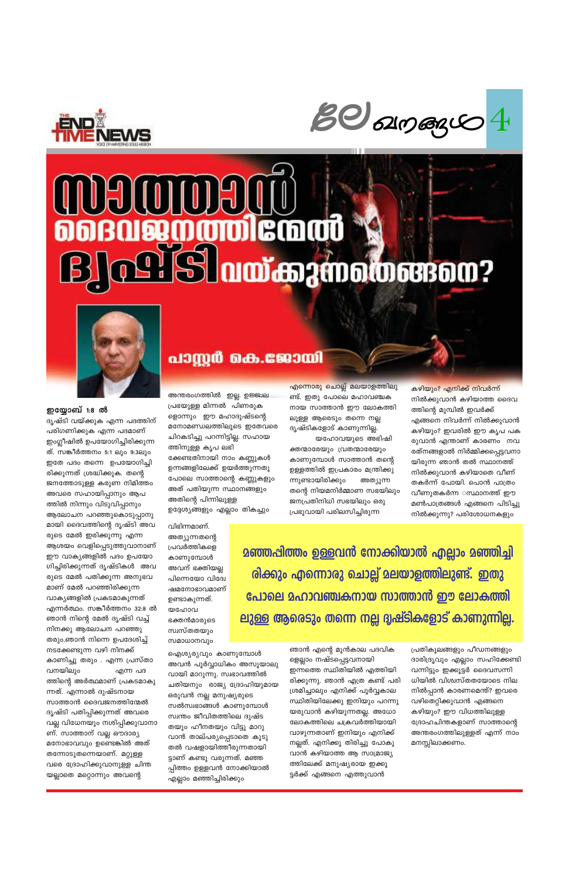# സാത്താൻ ദൈവജനത്തിന്മേൽ ദൃഷ്ടി വയ്ക്കുന്നതെങ്ങനെ?

## പാസ്റ്റർ കെ.ജോയി

### ഇയ്യോബ് 1:8 ൽ

ദൃഷ്ടി വയ്ക്കുക എന്ന പദത്തിന് പരിഗണിക്കുക എന്ന പദമാണ് ഇംഗ്ലീഷിൽ ഉപയോഗിച്ചിരിക്കുന്നത്. സങ്കീർത്തനം 5:1 ലും 9:3ലും ഇതേ പദം തന്നെ ഉപയോഗിച്ചിരിക്കുന്നത് ശ്രദ്ധിക്കുക. തന്റെ ജനത്തോടുള്ള കരുണ നിമിത്തം അവരെ സഹായിപ്പാനും ആപത്തിൽ നിന്നും വിടുവിപ്പാനും ആലോചന പറഞ്ഞുകൊടുപ്പാനുമായി ദൈവത്തിന്റെ ദൃഷ്ടി അവരുടെ മേൽ ഇരിക്കുന്നു എന്ന ആശയം വെളിപ്പെടുത്തുവാനാണ് ഈ വാക്യങ്ങളിൽ പദം ഉപയോഗിച്ചിരിക്കുന്നത് ദൃഷ്ടികൾ അവരുടെ മേൽ പതിക്കുന്ന അനുഭവമാണ് മേൽ പറഞ്ഞിരിക്കുന്ന വാക്യങ്ങളിൽ പ്രകടമാകുന്നത് എന്നർത്ഥം. സങ്കീർത്തനം 32:8 ൽ ഞാൻ നിന്റെ മേൽ ദൃഷ്ടി വച്ച് നിനക്കു ആലോചന പറഞ്ഞു തരും.ഞാൻ നിന്നെ ഉപദേശിച്ച് നടക്കേണ്ടുന്ന വഴി നിനക്ക് കാണിച്ചു തരും . എന്ന പ്രസ്താവനയിലും എന്ന പദത്തിന്റെ അർത്ഥമാണ് പ്രകടമാകുന്നത്. എന്നാൽ ദുഷ്ടനായ സാത്താൻ ദൈവജനത്തിന്മേൽ ദൃഷ്ടി പതിപ്പിക്കുന്നത് അവരെ വല്ല വിധേനയും നശിപ്പിക്കുവാനാണ്. സാത്താന് വല്ല ഔദാര്യ മനോഭാവവും ഉണ്ടെങ്കിൽ അത് തന്നോടുതന്നെയാണ്. മറ്റുള്ളവരെ ദ്രോഹിക്കുവാനുള്ള ചിന്തയല്ലാതെ മറ്റൊന്നും അവന്റെ അന്തരംഗത്തിൽ ഇല്ല. ഉജ്ജ്വല പ്രഭയുള്ള മിന്നൽ പിണരുകളൊന്നും ഈ മഹാദുഷ്ടന്റെ മനോമണ്ഡലത്തിലൂടെ ഇതേവരെ ചിറകടിച്ചു പറന്നിട്ടില്ല. സഹായത്തിനുള്ള കൃപ ലഭിക്കേണ്ടതിനായി നാം കണ്ണുകൾ ഉന്നങ്ങളിലേക്ക് ഉയർത്തുന്നതു പോലെ സാത്താന്റെ കണ്ണുകളും അത് പതിയുന്ന സ്ഥാനങ്ങളും അതിന്റെ പിന്നിലുള്ള ഉദ്ദേശ്യങ്ങളും എല്ലാം തികച്ചും വിഭിന്നമാണ്. അത്യുന്നതന്റെ പ്രവർത്തികളെ കാണുമ്പോൾ അവന് ഭക്തിയല്ല പിന്നെയോ വിദ്വേഷമനോഭാവമാണ് ഉണ്ടാകുന്നത്. യഹോവ ഭക്തൻമാരുടെ സ്വസ്തതയും സമാധാനവും ഐശ്വര്യവും കാണുമ്പോൾ അവൻ പൂർവ്വാധികം അസൂയാലുവായി മാറുന്നു. സ്വഭാവത്തിൽ ചതിയനും രാജ്യ ദ്രോഹിയുമായ ഒരുവൻ നല്ല മനുഷ്യരുടെ സൽസ്വഭാങ്ങൾ കാണുമ്പോൾ സ്വന്തം ജീവിതത്തിലെ ദുഷ്ടതയും ഹീനതയും വിട്ടു മാറുവാൻ താല്പര്യപ്പെടാതെ കൂടുതൽ വഷളായിത്തീരുന്നതായിട്ടാണ് കണ്ടു വരുന്നത്. മഞ്ഞപ്പിത്തം ഉള്ളവൻ നോക്കിയാൽ എല്ലാം മഞ്ഞിച്ചിരിക്കും എന്നൊരു ചൊല്ല് മലയാളത്തിലുണ്ട്. ഇതു പോലെ മഹാവഞ്ചകനായ സാത്താൻ ഈ ലോകത്തിലുള്ള ആരെയും തന്നെ നല്ല ദൃഷ്ടികളോട് കാണുന്നില്ല.

യഹോവയുടെ അഭിഷിക്തന്മാരേയും വ്രതന്മാരേയും കാണുമ്പോൾ സാത്താൻ തന്റെ ഉള്ളത്തിൽ ഇപ്രകാരം മന്ത്രിക്കുന്നുണ്ടായിരിക്കും അത്യുന്നതന്റെ നിയമനിർമ്മാണ സഭയിലും ജനപ്രതിനിധി സഭയിലും ഒരു പ്രഭുവായി പരിലസിച്ചിരുന്ന ഞാൻ എന്റെ മുൻകാല പദവികളെല്ലാം നഷ്ടപ്പെട്ടവനായി ഇന്നത്തെ സ്ഥിതിയിൽ എത്തിയിരിക്കുന്നു. ഞാൻ എത്ര കണ്ട് പരിശ്രമിച്ചാലും എനിക്ക് പൂർവ്വകാല സ്ഥിതിയിലേക്കു ഇനിയും പറന്നുയരുവാൻ കഴിയുന്നതല്ല. അധോലോകത്തിലെ ചക്രവർത്തിയായി വാഴുന്നതാണ് ഇനിയും എനിക്ക് നല്ലത്. എനിക്കു തിരിച്ചു പോകുവാൻ കഴിയാത്ത ആ സാമ്രാജ്യത്തിലേക്ക് മനുഷ്യരായ ഇക്കൂട്ടർക്ക് എങ്ങനെ എത്തുവാൻ കഴിയും? എനിക്ക് നിവർന്ന് നിൽക്കുവാൻ കഴിയാത്ത ദൈവത്തിന്റെ മുമ്പിൽ ഇവർക്ക് എങ്ങനെ നിവർന്ന് നിൽക്കുവാൻ കഴിയും? ഇവരിൽ ഈ കൃപ പകരുവാൻ എന്താണ് കാരണം നവരത്നങ്ങളാൽ നിർമ്മിക്കപ്പെട്ടവനായിരുന്ന ഞാൻ തൽ സ്ഥാനത്ത് നിൽക്കുവാൻ കഴിയാതെ വീണ് തകർന്ന് പോയി. പൊൻ പാത്രം വീണുതകർന്ന ◌സ്ഥാനത്ത് ഈ മൺപാത്രങ്ങൾ എങ്ങനെ പിടിച്ചു നിൽക്കുന്നു? പരിശോധനകളും പ്രതികൂലങ്ങളും പീഡനങ്ങളും ദാരിദ്ര്യവും എല്ലാം സഹിക്കേണ്ടി വന്നിട്ടും ഇക്കൂട്ടർ ദൈവസന്നിധിയിൽ വിശ്വസ്തതയോടെ നിലനിൽപ്പാൻ കാരണമെന്ത്? ഇവരെ വഴിതെറ്റിക്കുവാൻ എങ്ങനെ കഴിയും? ഈ വിധത്തിലുള്ള ദ്രോഹചിന്തകളാണ് സാത്താന്റെ അന്തരംഗത്തിലുള്ളത് എന്ന് നാം മനസ്സിലാക്കണം.

> **മഞ്ഞപ്പിത്തം ഉള്ളവൻ നോക്കിയാൽ എല്ലാം മഞ്ഞിച്ചിരിക്കും എന്നൊരു ചൊല്ല് മലയാളത്തിലുണ്ട്. ഇതു പോലെ മഹാവഞ്ചകനായ സാത്താൻ ഈ ലോകത്തിലുള്ള ആരെയും തന്നെ നല്ല ദൃഷ്ടികളോട് കാണുന്നില്ല.**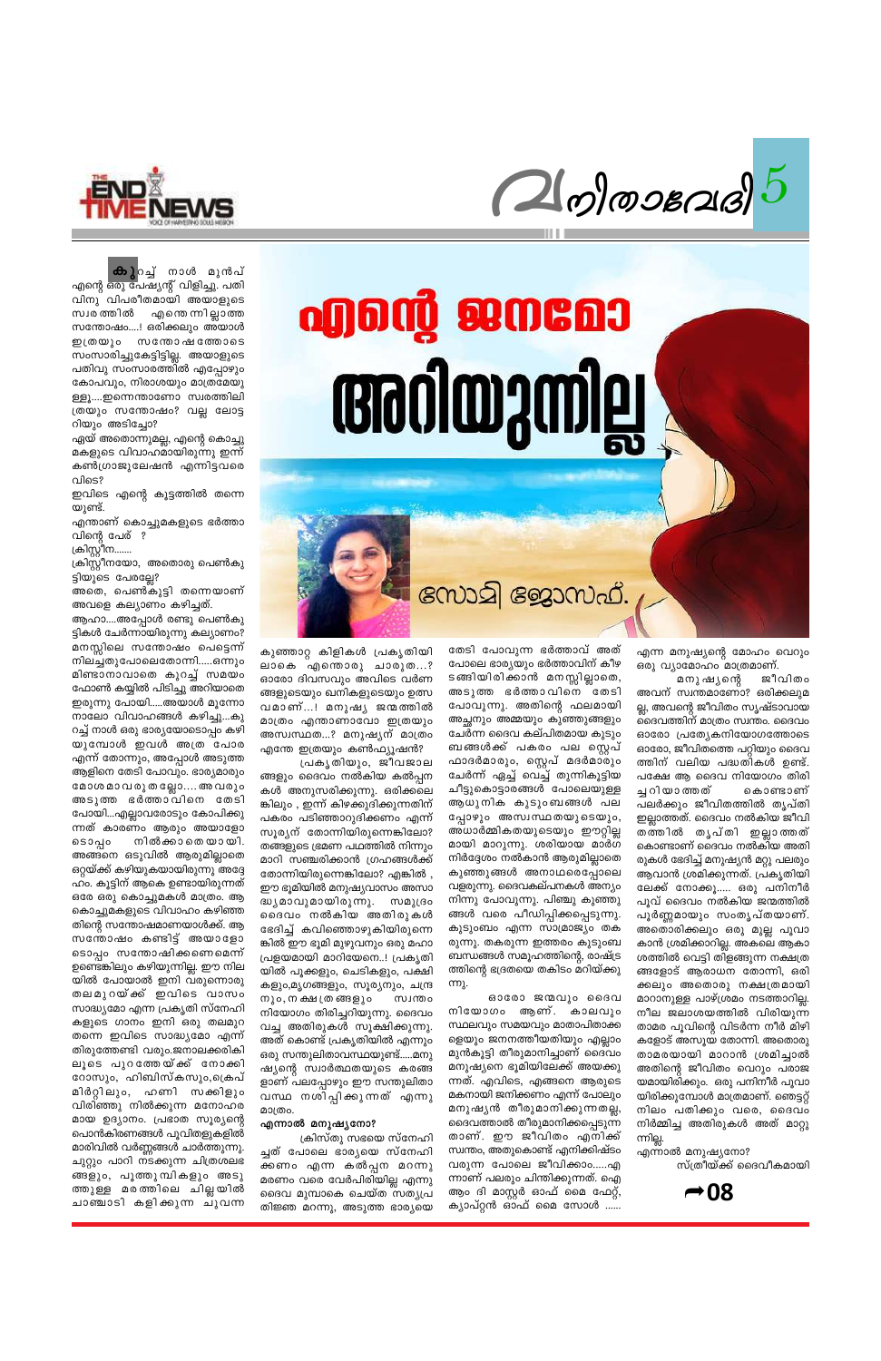# എന്റെ ജനമോ അറിയുന്നില്ല

## സോമി ജോസഫ്.

കുറച്ച് നാൾ മുൻപ് എന്റെ ഒരു പേഷ്യന്റ് വിളിച്ചു. പതിവിനു വിപരീതമായി അയാളുടെ സ്വരത്തിൽ എന്തെന്നില്ലാത്ത സന്തോഷം....! ഒരിക്കലും അയാൾ ഇത്രയും സന്തോഷത്തോടെ സംസാരിച്ചുകേട്ടിട്ടില്ല. അയാളുടെ പതിവു സംസാരത്തിൽ എപ്പോഴും കോപവും, നിരാശയും മാത്രമേയുള്ളൂ....ഇന്നെന്താണോ സ്വരത്തിലിത്രയും സന്തോഷം? വല്ല ലോട്ടറിയും അടിച്ചോ?

ഏയ് അതൊന്നുമല്ല, എന്റെ കൊച്ചുമകളുടെ വിവാഹമായിരുന്നു ഇന്ന് കൺഗ്രാജുലേഷൻ എന്നിട്ടവരെവിടെ?

ഇപ്പോൾ എന്റെ കൂട്ടത്തിൽ തന്നെയുണ്ട്.

എന്താണ് കൊച്ചുമകളുടെ ഭർത്താവിന്റെ പേര് ?

ക്രിസ്റ്റീന......

ക്രിസ്റ്റീനയോ, അതൊരു പെൺകുട്ടിയുടെ പേരല്ലേ?

അതെ, പെൺകുട്ടി തന്നെയാണ് അവളെ കല്യാണം കഴിച്ചത്.

ആഹാ....അപ്പോൾ രണ്ടു പെൺകുട്ടികൾ ചേർന്നായിരുന്നു കല്യാണം? മനസ്സിലെ സന്തോഷം പെട്ടെന്ന് നിലച്ചതുപോലെതോന്നി.....ഒന്നും മിണ്ടാനാവാതെ കുറച്ച് സമയം ഫോൺ കയ്യിൽ പിടിച്ച് അറിയാതെ ഇരുന്നു പോയി.....അയാൾ മൂന്നോ നാലോ വിവാഹങ്ങൾ കഴിച്ചു...കുറച്ച് നാൾ ഒരു ഭാര്യയോടൊപ്പം കഴിയുമ്പോൾ ഇവൾ അത്ര പോര എന്ന് തോന്നും, അപ്പോൾ അടുത്ത ആളിനെ തേടി പോവും. ഭാര്യമാരും മോശമാവരുതല്ലോ.... അവരും അടുത്ത ഭർത്താവിനെ തേടി പോയി...എല്ലാവരോടും കോപിക്കുന്നത് കാരണം ആരും അയാളോടൊപ്പം നിൽക്കാതെയായി. അങ്ങനെ ഒടുവിൽ ആരുമില്ലാതെ ഒറ്റയ്ക്ക് കഴിയുകയായിരുന്നു അദ്ദേഹം. കൂട്ടിന് ആകെ ഉണ്ടായിരുന്നത് ഒരേ ഒരു കൊച്ചുമകൾ മാത്രം. ആ കൊച്ചുമകളുടെ വിവാഹം കഴിഞ്ഞതിന്റെ സന്തോഷമാണയാൾക്ക്. ആ സന്തോഷം കണ്ടിട്ട് അയാളോടൊപ്പം സന്തോഷിക്കണമെന്ന് ഉണ്ടെങ്കിലും കഴിയുന്നില്ല. ഈ നിലയിൽ പോയാൽ ഇനി വരുന്നൊരു തലമുറയ്ക്ക് ഇവിടെ വാസം സാദ്ധ്യമോ എന്ന പ്രകൃതി സ്നേഹികളുടെ ഗാനം ഇനി ഒരു തലമുറ തന്നെ ഇവിടെ സാദ്ധ്യമോ എന്ന് തിരുത്തേണ്ടി വരും.ജനാലക്കരികിലൂടെ പുറത്തേയ്ക്ക് നോക്കി റോസും, ഹിബിസ്കസും,ക്രെപ് മിർട്ടിലും, ഹണി സക്കിളും വിരിഞ്ഞു നിൽക്കുന്ന മനോഹരമായ ഉദ്യാനം. പ്രഭാത സൂര്യന്റെ പൊൻകിരണങ്ങൾ പൂവിതളുകളിൽ മാരിവിൽ വർണ്ണങ്ങൾ ചാർത്തുന്നു. ചുറ്റും പാറി നടക്കുന്ന ചിത്രശലഭങ്ങളും, പൂത്തുമ്പികളും അടുത്തുള്ള മരത്തിലെ ചില്ലയിൽ ചാഞ്ചാടി കളിക്കുന്ന ചുവന്ന കുഞ്ഞാറ്റ കിളികൾ പ്രകൃതിയിലാകെ എന്തൊരു ചാരുത...? ഓരോ ദിവസവും അവിടെ വർണങ്ങളുടെയും മണികളുടെയും ഉത്സവമാണ്...! മനുഷ്യ ജന്മത്തിൽ മാത്രം എന്താണാവോ ഇത്രയും അസ്വസ്ഥത...? മനുഷ്യന് മാത്രം എന്തേ ഇത്രയും കൺഫ്യൂഷൻ?

പ്രകൃതിയും, ജീവജാലങ്ങളും ദൈവം നൽകിയ കൽപ്പനകൾ അനുസരിക്കുന്നു. ഒരിക്കലെങ്കിലും , ഇന്ന് കിഴക്കുദിക്കുന്നതിന് പകരം പടിഞ്ഞാറുദിക്കണം എന്ന് സൂര്യന് തോന്നിയിരുന്നെങ്കിലോ? തങ്ങളുടെ ഭ്രമണ പഥത്തിൽ നിന്നും മാറി സഞ്ചരിക്കാൻ ഗ്രഹങ്ങൾക്ക് തോന്നിയിരുന്നെങ്കിലോ? എങ്കിൽ , ഈ ഭൂമിയിൽ മനുഷ്യവാസം അസാദ്ധ്യമാവുമായിരുന്നു. സമുദ്രം ദൈവം നൽകിയ അതിരുകൾ ഭേദിച്ച് കവിഞ്ഞൊഴുകിയിരുന്നെങ്കിൽ ഈ ഭൂമി മുഴുവനും ഒരു മഹാ പ്രളയമായി മാറിയേനെ..! പ്രകൃതിയിൽ പൂക്കളും, ചെടികളും, പക്ഷികളും,മൃഗങ്ങളും, സൂര്യനും, ചന്ദ്രനും,നക്ഷത്രങ്ങളും സ്വന്തം നിയോഗം തിരിച്ചറിയുന്നു. ദൈവം വച്ച അതിരുകൾ സൂക്ഷിക്കുന്നു. അത് കൊണ്ട് പ്രകൃതിയിൽ എന്നും ഒരു സന്തുലിതാവസ്ഥയുണ്ട്.....മനുഷ്യന്റെ സ്വാർത്ഥതയുടെ കരങ്ങളാണ് പലപ്പോഴും ഈ സന്തുലിതാവസ്ഥ നശിപ്പിക്കുന്നത് എന്നു മാത്രം.

**എന്നാൽ മനുഷ്യനോ?**

ക്രിസ്തു സഭയെ സ്നേഹിച്ചത് പോലെ ഭാര്യയെ സ്നേഹിക്കണം എന്ന കൽപ്പന മറന്നു മരണം വരെ വേർപിരിയില്ല എന്നു ദൈവ മുമ്പാകെ ചെയ്ത സത്യപ്രതിജ്ഞ മറന്നു, അടുത്ത ഭാര്യയെ തേടി പോവുന്ന ഭർത്താവ് അത് പോലെ ഭാര്യയും ഭർത്താവിന് കീഴടങ്ങിയിരിക്കാൻ മനസ്സില്ലാതെ, അടുത്ത ഭർത്താവിനെ തേടി പോവുന്നു. അതിന്റെ ഫലമായി അച്ഛനും അമ്മയും കുഞ്ഞുങ്ങളും ചേർന്ന ദൈവ കല്പിതമായ കുടുംബങ്ങൾക്ക് പകരം പല സ്റ്റെപ് ഫാദർമാരും, സ്റ്റെപ് മദർമാരും ചേർന്ന് ഏച്ച് വെച്ച് തുന്നികൂട്ടിയ ചീട്ടുകൊട്ടാരങ്ങൾ പോലെയുള്ള ആധുനിക കുടുംബങ്ങൾ പലപ്പോഴും അസ്വസ്ഥതയുടെയും, അധാർമ്മികതയുടെയും ഈറ്റില്ലമായി മാറുന്നു. ശരിയായ മാർഗനിർദ്ദേശം നൽകാൻ ആരുമില്ലാതെ കുഞ്ഞുങ്ങൾ അനാഥരെപ്പോലെ വളരുന്നു. ദൈവകല്പനകൾ അന്യം നിന്നു പോവുന്നു. പിഞ്ചു കുഞ്ഞുങ്ങൾ വരെ പീഡിപ്പിക്കപ്പെടുന്നു. കുടുംബം എന്ന സാമ്രാജ്യം തകരുന്നു. തകരുന്ന ഇത്തരം കുടുംബബന്ധങ്ങൾ സമൂഹത്തിന്റെ, രാഷ്ട്രത്തിന്റെ ദ്രുതയെ തകിടം മറിയ്ക്കുന്നു.

ഓരോ ജന്മവും ദൈവ നിയോഗം ആണ്. കാലവും സ്ഥലവും സമയവും മാതാപിതാക്കളെയും ജനനത്തീയതിയും എല്ലാം മുൻകൂട്ടി തീരുമാനിച്ചാണ് ദൈവം മനുഷ്യനെ ഭൂമിയിലേക്ക് അയക്കുന്നത്. എവിടെ, എങ്ങനെ ആരുടെ മകനായി ജനിക്കണം എന്ന് പോലും മനുഷ്യൻ തീരുമാനിക്കുന്നതല്ല, ദൈവത്താൽ തീരുമാനിക്കപ്പെടുന്നതാണ്. ഈ ജീവിതം എനിക്ക് സ്വന്തം, അതുകൊണ്ട് എനിക്കിഷ്ടം വരുന്ന പോലെ ജീവിക്കാം.....എന്നാണ് പലരും ചിന്തിക്കുന്നത്. ഐ ആം ദി മാസ്റ്റർ ഓഫ് മൈ ഫേറ്റ്, ക്യാപ്റ്റൻ ഓഫ് മൈ സോൾ ...... എന്ന മനുഷ്യന്റെ മോഹം വെറും ഒരു വ്യാമോഹം മാത്രമാണ്.

മനുഷ്യന്റെ ജീവിതം അവന് സ്വന്തമാണോ? ഒരിക്കലുമല്ല, അവന്റെ ജീവിതം സൃഷ്ടാവായ ദൈവത്തിന് മാത്രം സ്വന്തം. ദൈവം ഓരോ പ്രത്യേകനിയോഗത്തോടെ ഓരോ, ജീവിതത്തെ പറ്റിയും ദൈവത്തിന് വലിയ പദ്ധതികൾ ഉണ്ട്. പക്ഷേ ആ ദൈവ നിയോഗം തിരിച്ചറിയാത്തത് കൊണ്ടാണ് പലർക്കും ജീവിതത്തിൽ തൃപ്തി ഇല്ലാത്തത്. ദൈവം നൽകിയ ജീവിതത്തിൽ തൃപ്തി ഇല്ലാത്തത് കൊണ്ടാണ് ദൈവം നൽകിയ അതിരുകൾ ഭേദിച്ച് മനുഷ്യൻ മറ്റു പലരും ആവാൻ ശ്രമിക്കുന്നത്. പ്രകൃതിയിലേക്ക് നോക്കൂ..... ഒരു പനിനീർ പൂവ് ദൈവം നൽകിയ ജന്മത്തിൽ പൂർണ്ണമായും സംതൃപ്തയാണ്. അതൊരിക്കലും ഒരു മുല്ല പൂവാകാൻ ശ്രമിക്കാറില്ല. അകലെ ആകാശത്തിൽ വെട്ടി തിളങ്ങുന്ന നക്ഷത്രങ്ങളോട് ആരാധന തോന്നി, ഒരിക്കലും അതൊരു നക്ഷത്രമായി മാറാനുള്ള പാഴ്ശ്രമം നടത്താറില്ല. നീല ജലാശയത്തിൽ വിരിയുന്ന താമര പൂവിന്റെ വിടർന്ന നീർ മിഴികളോട് അസൂയ തോന്നി. അതൊരു താമരയായി മാറാൻ ശ്രമിച്ചാൽ അതിന്റെ ജീവിതം വെറും പരാജയമായിരിക്കും. ഒരു പനിനീർ പൂവായിരിക്കുമ്പോൾ മാത്രമാണ്. ഞെട്ടറ്റ് നിലം പതിക്കും വരെ, ദൈവം നിർമ്മിച്ച അതിരുകൾ അത് മാറ്റുന്നില്ല.

എന്നാൽ മനുഷ്യനോ?

സ്ത്രീയ്ക്ക് ദൈവീകമായി

➡08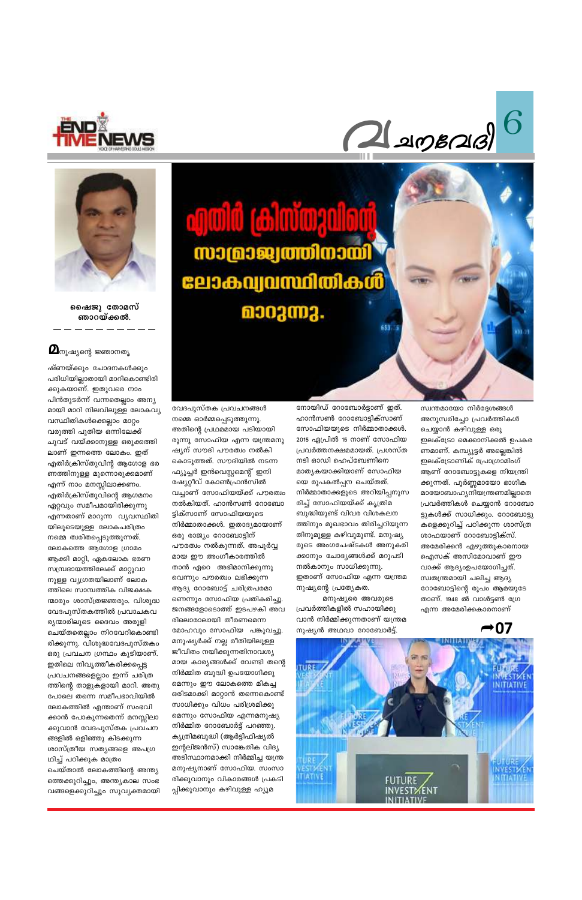# എതിർ ക്രിസ്തുവിന്റെ സാമ്രാജ്യത്തിനായി ലോകവ്യവസ്ഥിതികൾ മാറുന്നു.

**ഷൈജു തോമസ് ഞാറയ്ക്കൽ.**

മനുഷ്യന്റെ ജ്ഞാനതൃഷ്ണയ്ക്കും ചോദനകൾക്കും പരിധിയില്ലാതായി മാറികൊണ്ടിരിക്കുകയാണ്. ഇതുവരെ നാം പിൻതുടർന്ന് വന്നതെല്ലാം അന്യമായി മാറി നിലവിലുള്ള ലോകവ്യവസ്ഥിതികൾക്കെല്ലാം മാറ്റം വരുത്തി പുതിയ ഒന്നിലേക്ക് ചുവട് വയ്ക്കാനുള്ള ഒരുക്കത്തിലാണ് ഇന്നത്തെ ലോകം. ഇത് എതിർക്രിസ്തുവിന്റ ആഗോള ഭരണത്തിനുള്ള മുന്നൊരുക്കമാണ് എന്ന് നാം മനസ്സിലാക്കണം. എതിർക്രിസ്തുവിന്റെ ആഗമനം ഏറ്റവും സമീപമായിരിക്കുന്നു എന്നതാണ് മാറുന്ന വ്യവസ്ഥിതിയിലൂടെയുള്ള ലോകചരിത്രം നമ്മെ തരിതപ്പെടുത്തുന്നത്. ലോകത്തെ ആഗോള ഗ്രാമം ആക്കി മാറ്റി, ഏകലോക ഭരണ സമ്പ്രദായത്തിലേക്ക് മാറ്റുവാനുള്ള വ്യഗ്രതയിലാണ് ലോകത്തിലെ സാമ്പത്തിക വിജക്ഷകന്മാരും ശാസ്ത്രജ്ഞരും. വിശുദ്ധ വേദപുസ്തകത്തിൽ പ്രവാചകവര്യന്മാരിലൂടെ ദൈവം അരുളി ചെയ്തതെല്ലാം നിറവേറികൊണ്ടിരിക്കുന്നു. വിശുദ്ധവേദപുസ്തകം ഒരു പ്രവചന ഗ്രന്ഥം കൂടിയാണ്. ഇതിലെ നിവൃത്തീകരിക്കപ്പെട്ട പ്രവചനങ്ങളെല്ലാം ഇന്ന് ചരിത്രത്തിന്റെ താളുകളായി മാറി. അതുപോലെ തന്നെ സമീപഭാവിയിൽ ലോകത്തിൽ എന്താണ് സംഭവിക്കാൻ പോകുന്നതെന്ന് മനസ്സിലാക്കുവാൻ വേദപുസ്തക പ്രവചനങ്ങളിൽ ഒളിഞ്ഞു കിടക്കുന്ന ശാസ്ത്രീയ സത്യങ്ങളെ അപഗ്രഥിച്ച് പഠിക്കുക മാത്രം ചെയ്താൽ ലോകത്തിന്റെ അന്ത്യത്തെക്കുറിച്ചും, അന്ത്യകാല സംഭവങ്ങളെക്കുറിച്ചും സുവ്യക്തമായി വേദപുസ്തക പ്രവചനങ്ങൾ നമ്മെ ഓർമ്മപ്പെടുത്തുന്നു. അതിന്റെ പ്രഥമമായ പടിയായിരുന്നു സോഫിയ എന്ന യന്ത്രമനുഷ്യന് സൗദി പൗരത്വം നൽകി കൊടുത്തത്. സൗദിയിൽ നടന്ന ഫ്യൂച്ചർ ഇൻവെസ്റ്റ്മെന്റ് ഇനിഷ്യേറ്റീവ് കോൺഫ്രൻസിൽ വച്ചാണ് സോഫിയയ്ക്ക് പൗരത്വം നൽകിയത്. ഹാൻസൺ റോബോട്ടിക്സാണ് സോഫിയയുടെ നിർമ്മാതാക്കൾ. ഇതാദ്യമായാണ് ഒരു രാജ്യം റോബോട്ടിന് പൗരത്വം നൽകുന്നത്. അപൂർവ്വമായ ഈ അംഗീകാരത്തിൽ താൻ ഏറെ അഭിമാനിക്കുന്നുവെന്നും പൗരത്വം ലഭിക്കുന്ന ആദ്യ റോബോട്ട് ചരിത്രപരമാണെന്നും സോഫിയ പ്രതികരിച്ചു. ജനങ്ങളോടൊത്ത് ഇടപഴകി അവരിലൊരാളായി തീരണമെന്ന മോഹവും സോഫിയ പങ്കുവച്ചു. മനുഷ്യർക്ക് നല്ല രീതിയിലുള്ള ജീവിതം നയിക്കുന്നതിനാവശ്യമായ കാര്യങ്ങൾക്ക് വേണ്ടി തന്റെ നിർമ്മിത ബുദ്ധി ഉപയോഗിക്കുമെന്നും ഈ ലോകത്തെ മികച്ച ഒരിടമാക്കി മാറ്റാൻ തന്നെകൊണ്ട് സാധിക്കും വിധം പരിശ്രമിക്കുമെന്നും സോഫിയ എന്നമനുഷ്യ നിർമ്മിത റോബോർട്ട് പറഞ്ഞു. കൃത്രിമബുദ്ധി (ആർട്ടിഫിഷ്യൽ ഇന്റലിജൻസ്) സാങ്കേതിക വിദ്യ അടിസ്ഥാനമാക്കി നിർമ്മിച്ച യന്ത്ര മനുഷ്യനാണ് സോഫിയ. സംസാരിക്കുവാനും വികാരങ്ങൾ പ്രകടിപ്പിക്കുവാനും കഴിവുള്ള ഹ്യൂമനോയിഡ് റോബോർട്ടാണ് ഇത്. ഹാൻസൺ റോബോട്ടിക്സാണ് സോഫിയയുടെ നിർമ്മാതാക്കൾ. 2015 ഏപ്രിൽ 15 നാണ് സോഫിയ പ്രവർത്തനക്ഷമമായത്. പ്രശസ്ത നടി ഓഡ്രി ഹെപ്ബേണിനെ മാതൃകയാക്കിയാണ് സോഫിയയെ രൂപകൽപ്പന ചെയ്തത്. നിർമ്മാതാക്കളുടെ അറിയിപ്പനുസരിച്ച് സോഫിയയ്ക്ക് കൃത്രിമ ബുദ്ധിയുണ്ട് വിവര വിശകലനത്തിനും മുഖഭാവം തിരിച്ചറിയുന്നതിനുമുള്ള കഴിവുമുണ്ട്. മനുഷ്യരുടെ അംഗചേഷ്ടകൾ അനുകരിക്കാനും ചോദ്യങ്ങൾക്ക് മറുപടി നൽകാനും സാധിക്കുന്നു. ഇതാണ് സോഫിയ എന്ന യന്ത്രമനുഷ്യന്റെ പ്രത്യേകത.

മനുഷ്യരെ അവരുടെ പ്രവർത്തികളിൽ സഹായിക്കുവാൻ നിർമ്മിക്കുന്നതാണ് യന്ത്രമനുഷ്യൻ അഥവാ റോബോർട്ട്. സ്വന്തമായോ നിർദ്ദേശങ്ങൾ അനുസരിച്ചോ പ്രവർത്തികൾ ചെയ്യാൻ കഴിവുള്ള ഒരു ഇലക്ട്രോ മെക്കാനിക്കൽ ഉപകരണമാണ്. കമ്പ്യൂട്ടർ അല്ലെങ്കിൽ ഇലക്ട്രോണിക് പ്രോഗ്രാമിംഗ് ആണ് റോബോട്ടുകളെ നിയന്ത്രിക്കുന്നത്. പൂർണ്ണമായോ ഭാഗിക മായോബാഹ്യനിയന്ത്രണമില്ലാതെ പ്രവർത്തികൾ ചെയ്യാൻ റോബോട്ടുകൾക്ക് സാധിക്കും. റോബോട്ടുകളെക്കുറിച്ച് പഠിക്കുന്ന ശാസ്ത്രശാഖയാണ് റോബോട്ടിക്സ്. അമേരിക്കൻ എഴുത്തുകാരനായ ഐസക് അസിമോവാണ് ഈ വാക്ക് ആദ്യംഉപയോഗിച്ചത്. സ്വതന്ത്രമായി ചലിച്ച ആദ്യ റോബോട്ടിന്റെ രൂപം ആമയുടേതാണ്. 1948 ൽ വാൾട്ടർ ഗ്രേ എന്ന അമേരിക്കക്കാരനാണ്

➡07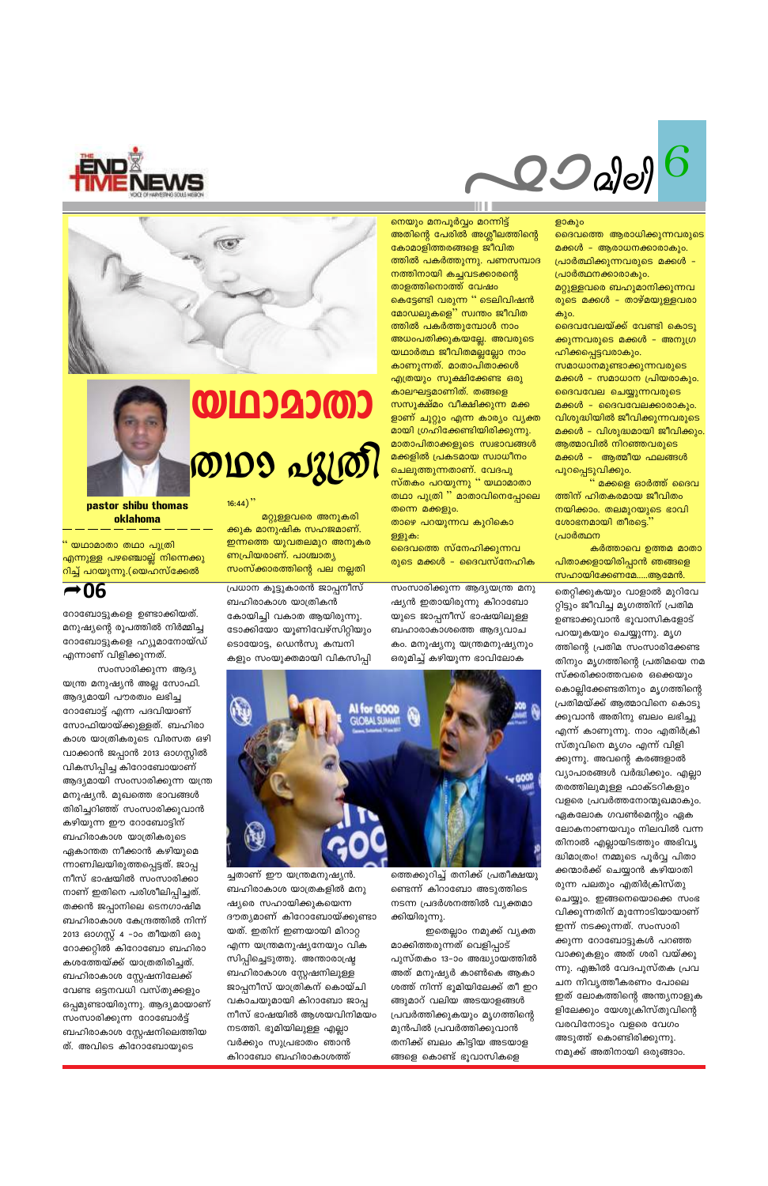# യഥാമാതാ തഥാ പുത്രി

**pastor shibu thomas oklahoma**

" യഥാമാതാ തഥാ പുത്രി എന്നുള്ള പഴഞ്ചൊല്ല് നിന്നെക്കുറിച്ച് പറയുന്നു.(യെഹസ്കേൽ 16:44) "

മറ്റുള്ളവരെ അനുകരിക്കുക മാനുഷിക സഹജമാണ്. ഇന്നത്തെ യുവതലമുറ അനുകരണപ്രിയരാണ്. പാശ്ചാത്യ സംസ്കാരത്തിന്റെ പല നല്ലതിനെയും മനപൂർവ്വം മറന്നിട്ട് അതിന്റെ പേരിൽ അശ്ലീലത്തിന്റെ കോമാളിത്തരങ്ങളെ ജീവിതത്തിൽ പകർത്തുന്നു. പണസമ്പാദനത്തിനായി കച്ചവടക്കാരന്റെ താളത്തിനൊത്ത് വേഷം കെട്ടേണ്ടി വരുന്ന " ടെലിവിഷൻ മോഡലുകളെ" സ്വന്തം ജീവിതത്തിൽ പകർത്തുമ്പോൾ നാം അധഃപതിക്കുകയല്ലേ. അവരുടെ യഥാർത്ഥ ജീവിതമല്ലല്ലോ നാം കാണുന്നത്. മാതാപിതാക്കൾ എത്രയും സൂക്ഷിക്കേണ്ട ഒരു കാലഘട്ടമാണിത്. തങ്ങളെ സസൂക്ഷ്മം വീക്ഷിക്കുന്ന മക്കളാണ് ചുറ്റും എന്ന കാര്യം വ്യക്തമായി ഗ്രഹിക്കേണ്ടിയിരിക്കുന്നു. മാതാപിതാക്കളുടെ സ്വഭാവങ്ങൾ മക്കളിൽ പ്രകടമായ സ്വാധീനം ചെലുത്തുന്നതാണ്. വേദപുസ്തകം പറയുന്നു " യഥാമാതാ തഥാ പുത്രി " മാതാവിനെപ്പോലെ തന്നെ മക്കളും.

താഴെ പറയുന്നവ കുറിക്കൊള്ളുക:

ദൈവത്തെ സ്നേഹിക്കുന്നവരുടെ മക്കൾ - ദൈവസ്നേഹികളാകും

ദൈവത്തെ ആരാധിക്കുന്നവരുടെ മക്കൾ - ആരാധനക്കാരാകും.

പ്രാർത്ഥിക്കുന്നവരുടെ മക്കൾ - പ്രാർത്ഥനക്കാരാകും.

മറ്റുള്ളവരെ ബഹുമാനിക്കുന്നവരുടെ മക്കൾ - താഴ്മയുള്ളവരാകും.

ദൈവവേലയ്ക്ക് വേണ്ടി കൊടുക്കുന്നവരുടെ മക്കൾ - അനുഗ്രഹിക്കപ്പെട്ടവരാകും.

സമാധാനമുണ്ടാക്കുന്നവരുടെ മക്കൾ - സമാധാന പ്രിയരാകും.

ദൈവവേല ചെയ്യുന്നവരുടെ മക്കൾ - ദൈവവേലക്കാരാകും.

വിശുദ്ധിയിൽ ജീവിക്കുന്നവരുടെ മക്കൾ - വിശുദ്ധമായി ജീവിക്കും.

ആത്മാവിൽ നിറഞ്ഞവരുടെ മക്കൾ - ആത്മീയ ഫലങ്ങൾ പുറപ്പെടുവിക്കും.

" മക്കളെ ഓർത്ത് ദൈവത്തിന് ഹിതകരമായ ജീവിതം നയിക്കാം. തലമുറയുടെ ഭാവി ശോഭനമായി തീരട്ടെ."

പ്രാർത്ഥന

കർത്താവെ ഉത്തമ മാതാപിതാക്കളായിരിപ്പാൻ ഞങ്ങളെ സഹായിക്കേണമേ.....ആമേൻ.

## ➡06

റോബോട്ടുകളെ ഉണ്ടാക്കിയത്. മനുഷ്യന്റെ രൂപത്തിൽ നിർമ്മിച്ച റോബോട്ടുകളെ ഹ്യൂമാനോയ്ഡ് എന്നാണ് വിളിക്കുന്നത്.

സംസാരിക്കുന്ന ആദ്യ യന്ത്ര മനുഷ്യൻ അല്ല സോഫി. ആദ്യമായി പൗരത്വം ലഭിച്ച റോബോട്ട് എന്ന പദവിയാണ് സോഫിയായ്ക്കുള്ളത്. ബഹിരാകാശ യാത്രികരുടെ വിരസത ഒഴിവാക്കാൻ ജപ്പാൻ 2013 ഓഗസ്റ്റിൽ വികസിപ്പിച്ച കിറോബോയാണ് ആദ്യമായി സംസാരിക്കുന്ന യന്ത്ര മനുഷ്യൻ. മുഖത്തെ ഭാവങ്ങൾ തിരിച്ചറിഞ്ഞ് സംസാരിക്കുവാൻ കഴിയുന്ന ഈ റോബോട്ടിന് ബഹിരാകാശ യാത്രികരുടെ ഏകാന്തത നീക്കാൻ കഴിയുമെന്നാണിലയിരുത്തപ്പെട്ടത്. ജപ്പനീസ് ഭാഷയിൽ സംസാരിക്കാനാണ് ഇതിനെ പരിശീലിപ്പിച്ചത്. തക്കൻ ജപ്പാനിലെ ടെനഗാഷിമ ബഹിരാകാശ കേന്ദ്രത്തിൽ നിന്ന് 2013 ഓഗസ്റ്റ് 4 -ാം തീയതി ഒരു റോക്കറ്റിൽ കിറോബോ ബഹിരാകശത്തേയ്ക്ക് യാത്രതിരിച്ചത്. ബഹിരാകാശ സ്റ്റേഷനിലേക്ക് വേണ്ട ഒട്ടനവധി വസ്തുക്കളും ഒപ്പമുണ്ടായിരുന്നു. ആദ്യമായാണ് സംസാരിക്കുന്ന റോബോർട്ട് ബഹിരാകാശ സ്റ്റേഷനിലെത്തിയത്. അവിടെ കിറോബോയുടെ പ്രധാന കൂട്ടുകാരൻ ജാപ്പനീസ് ബഹിരാകാശ യാത്രികൻ കോയിച്ചി വകാത ആയിരുന്നു. ടോക്കിയോ യൂണിവേഴ്സിറ്റിയും ടൊയോട്ട, ഡെൻസു കമ്പനികളും സംയുക്തമായി വികസിപ്പിച്ചതാണ് ഈ യന്ത്രമനുഷ്യൻ. ബഹിരാകാശ യാത്രകളിൽ മനുഷ്യരെ സഹായിക്കുകയെന്ന ദൗത്യമാണ് കിറോബോയ്ക്കുണ്ടായത്. ഇതിന് ഇണയായി മിറാറ്റ എന്ന യന്ത്രമനുഷ്യനേയും വികസിപ്പിച്ചെടുത്തു. അന്താരാഷ്ട്ര ബഹിരാകാശ സ്റ്റേഷനിലുള്ള ജാപ്പനീസ് യാത്രികന് കൊയ്ചി വകാചയുമായി കിറോബോ ജാപ്പനീസ് ഭാഷയിൽ ആശയവിനിമയം നടത്തി. ഭൂമിയിലുള്ള എല്ലാവർക്കും സുപ്രഭാതം ഞാൻ കിറോബോ ബഹിരാകാശത്ത് സംസാരിക്കുന്ന ആദ്യയന്ത്ര മനുഷ്യൻ ഇതായിരുന്നു കിറോബോയുടെ ജാപ്പനീസ് ഭാഷയിലുള്ള ബഹിരാകാശത്തെ ആദ്യവാചകം. മനുഷ്യനു യന്ത്രമനുഷ്യനും ഒരുമിച്ച് കഴിയുന്ന ഭാവിലോകത്തെക്കുറിച്ച് തനിക്ക് പ്രതീക്ഷയുണ്ടെന്ന് കിറോബോ അടുത്തിടെ നടന്ന പ്രദർശനത്തിൽ വ്യക്തമാക്കിയിരുന്നു.

ഇതെല്ലാം നമുക്ക് വ്യക്തമാക്കിത്തരുന്നത് വെളിപ്പാട് പുസ്തകം 13-ാം അദ്ധ്യായത്തിൽ അത് മനുഷ്യർ കാൺകെ ആകാശത്ത് നിന്ന് ഭൂമിയിലേക്ക് തീ ഇറങ്ങുമാറ് വലിയ അടയാളങ്ങൾ പ്രവർത്തിക്കുകയും മൃഗത്തിന്റെ മുൻപിൽ പ്രവർത്തിക്കുവാൻ തനിക്ക് ബലം കിട്ടിയ അടയാളങ്ങളെ കൊണ്ട് ഭൂവാസികളെ തെറ്റിക്കുകയും വാളാൽ മുറിവേറ്റിട്ടും ജീവിച്ച മൃഗത്തിന് പ്രതിമ ഉണ്ടാക്കുവാൻ ഭൂവാസികളോട് പറയുകയും ചെയ്യുന്നു. മൃഗത്തിന്റെ പ്രതിമ സംസാരിക്കേണ്ടതിനും മൃഗത്തിന്റെ പ്രതിമയെ നമസ്കരിക്കാത്തവരെ ഒക്കെയും കൊല്ലിക്കേണ്ടതിനും മൃഗത്തിന്റെ പ്രതിമയ്ക്ക് ആത്മാവിനെ കൊടുക്കുവാൻ അതിനു ബലം ലഭിച്ചു എന്ന് കാണുന്നു. നാം എതിർക്രിസ്തുവിനെ മൃഗം എന്ന് വിളിക്കുന്നു. അവന്റെ കരങ്ങളാൽ വ്യാപാരങ്ങൾ വർദ്ധിക്കും. എല്ലാ തരത്തിലുമുള്ള ഫാക്ടറികളും വളരെ പ്രവർത്തനോന്മുഖമാകും. ഏകലോക ഗവൺമെന്റും ഏകലോകനാണയവും നിലവിൽ വന്നതിനാൽ എല്ലായിടത്തും അഭിവൃദ്ധിമാത്രം! നമ്മുടെ പൂർവ്വ പിതാക്കന്മാർക്ക് ചെയ്യാൻ കഴിയാതിരുന്ന പലതും എതിർക്രിസ്തു ചെയ്യും. ഇങ്ങനെയൊക്കെ സംഭവിക്കുന്നതിന് മുന്നോടിയായാണ് ഇന്ന് നടക്കുന്നത്. സംസാരിക്കുന്ന റോബോട്ടുകൾ പറഞ്ഞ വാക്കുകളും അത് ശരി വയ്ക്കുന്നു. എങ്കിൽ വേദപുസ്തക പ്രവചന നിവൃത്തീകരണം പോലെ ഇത് ലോകത്തിന്റെ അന്ത്യനാളുകളിലേക്കും യേശുക്രിസ്തുവിന്റെ വരവിനോടും വളരെ വേഗം അടുത്ത് കൊണ്ടിരിക്കുന്നു. നമുക്ക് അതിനായി ഒരുങ്ങാം.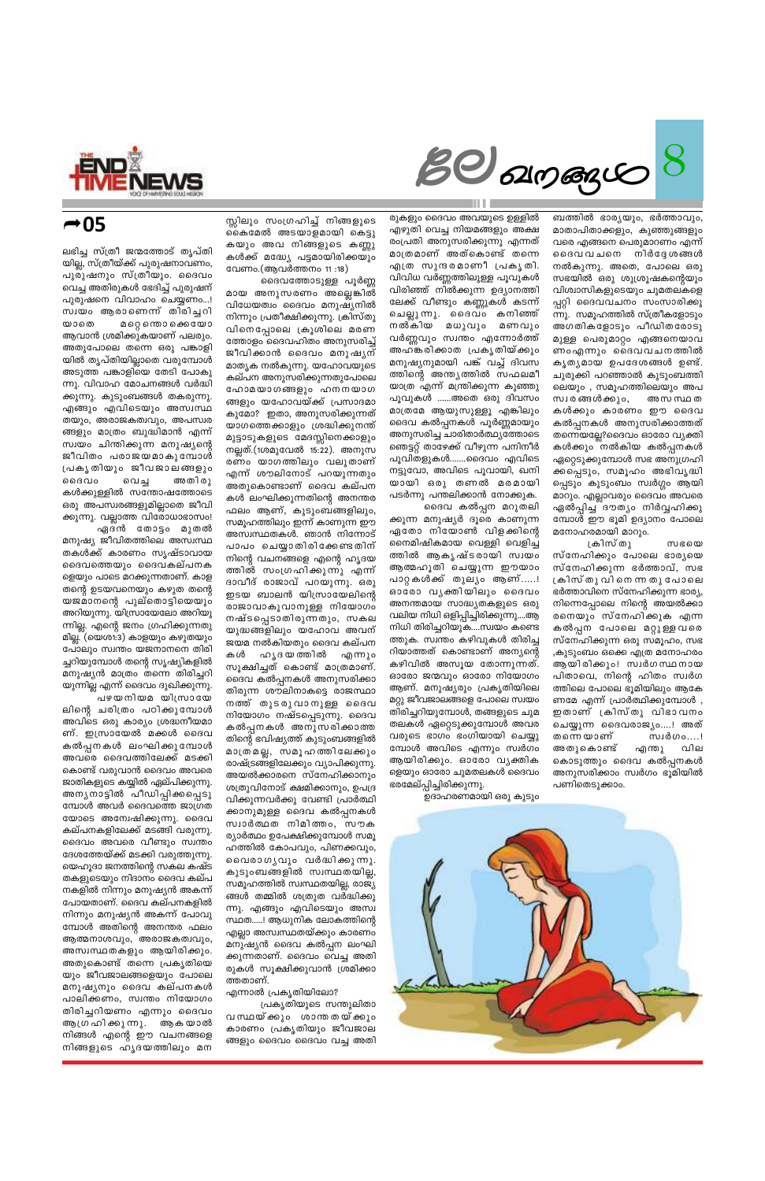ലഭിച്ച സ്ത്രീ ജന്മത്തോട് തൃപ്തിയില്ല, സ്ത്രീയ്ക്ക് പുരുഷനാവണം, പുരുഷനും സ്ത്രീയും. ദൈവം വെച്ച അതിരുകൾ ഭേദിച്ച് പുരുഷന് പുരുഷനെ വിവാഹം ചെയ്യണം...! സ്വയം ആരാണെന്ന് തിരിച്ചറിയാതെ മറ്റെന്തൊക്കെയോ ആവാൻ ശ്രമിക്കുകയാണ് പലരും. അതുപോലെ തന്നെ ഒരു പങ്കാളിയിൽ തൃപ്തിയില്ലാതെ വരുമ്പോൾ അടുത്ത പങ്കാളിയെ തേടി പോകുന്നു. വിവാഹ മോചനങ്ങൾ വർദ്ധിക്കുന്നു. കുടുംബങ്ങൾ തകരുന്നു. എങ്ങും എവിടെയും അസ്വസ്ഥതയും, അരാജകത്വവും, അപസ്വരങ്ങളും മാത്രം ബുദ്ധിമാൻ എന്ന് സ്വയം ചിന്തിക്കുന്ന മനുഷ്യന്റെ ജീവിതം പരാജയമാകുമ്പോൾ പ്രകൃതിയും ജീവജാലങ്ങളും ദൈവം വെച്ച അതിരുകൾക്കുള്ളിൽ സന്തോഷത്തോടെ ഒരു അപസ്വരങ്ങളുമില്ലാതെ ജീവിക്കുന്നു. വല്ലാത്ത വിരോധാഭാസം!

ഏദൻ തോട്ടം മുതൽ മനുഷ്യ ജീവിതത്തിലെ അസ്വസ്ഥതകൾക്ക് കാരണം സൃഷ്ടാവായ ദൈവത്തെയും ദൈവകല്പനകളെയും പാടെ മറക്കുന്നതാണ്. കാള തന്റെ ഉടയവനെയും കഴുത തന്റെ യജമാനന്റെ പുല്ത്തൊട്ടിയെയും അറിയുന്നു. യിസ്രായേലോ അറിയുന്നില്ല. എന്റെ ജനം ഗ്രഹിക്കുന്നതുമില്ല. (യെശ:1:3) കാളയും കഴുതയും പോലും സ്വന്തം യജമാനനെ തിരിച്ചറിയുമ്പോൾ തന്റെ സൃഷ്ടികളിൽ മനുഷ്യൻ മാത്രം തന്നെ തിരിച്ചറിയുന്നില്ല എന്ന് ദൈവം ദുഃഖിക്കുന്നു.

പഴയനിയമ യിസ്രായേലിന്റെ ചരിത്രം പഠിക്കുമ്പോൾ അവിടെ ഒരു കാര്യം ശ്രദ്ധനീയമാണ്. ഇസ്രായേൽ മക്കൾ ദൈവ കല്പനകൾ ലംഘിക്കുമ്പോൾ അവരെ ദൈവത്തിലേക്ക് മടക്കി കൊണ്ട് വരുവാൻ ദൈവം അവരെ ജാതികളുടെ കയ്യിൽ ഏല്പിക്കുന്നു. അന്യനാട്ടിൽ പീഡിപ്പിക്കപ്പെടുമ്പോൾ അവർ ദൈവത്തെ ജാഗ്രതയോടെ അന്വേഷിക്കുന്നു. ദൈവ കല്പനകളിലേക്ക് മടങ്ങി വരുന്നു. ദൈവം അവരെ വീണ്ടും സ്വന്തം ദേശത്തേയ്ക്ക് മടക്കി വരുത്തുന്നു. യെഹൂദാ ജനത്തിന്റെ സകല കഷ്ടതകളുടെയും നിദാനം ദൈവ കല്പനകളിൽ നിന്നും മനുഷ്യൻ അകന്ന് പോയതാണ്. ദൈവ കല്പനകളിൽ നിന്നും മനുഷ്യൻ അകന്ന് പോവുമ്പോൾ അതിന്റെ അനന്തര ഫലം ആത്മനാശവും, അരാജകത്വവും, അസ്വസ്ഥതകളും ആയിരിക്കും. അതുകൊണ്ട് തന്നെ പ്രകൃതിയെയും ജീവജാലങ്ങളെയും പോലെ മനുഷ്യനും ദൈവ കല്പനകൾ പാലിക്കണം, സ്വന്തം നിയോഗം തിരിച്ചറിയണം എന്നും ദൈവം ആഗ്രഹിക്കുന്നു. ആകയാൽ നിങ്ങൾ എന്റെ ഈ വചനങ്ങളെ നിങ്ങളുടെ ഹൃദയത്തിലും മനസ്സിലും സംഗ്രഹിച്ച് നിങ്ങളുടെ കൈമേൽ അടയാളമായി കെട്ടുകയും അവ നിങ്ങളുടെ കണ്ണുകൾക്ക് മദ്ധ്യേ പട്ടമായിരിക്കയും വേണം.(ആവർത്തനം 11 :18)

ദൈവത്തോടുള്ള പൂർണ്ണമായ അനുസരണം അല്ലെങ്കിൽ വിധേയത്വം ദൈവം മനുഷ്യനിൽ നിന്നും പ്രതീക്ഷിക്കുന്നു. ക്രിസ്തുവിനെപ്പോലെ ക്രൂശിലെ മരണത്തോളം ദൈവഹിതം അനുസരിച്ച് ജീവിക്കാൻ ദൈവം മനുഷ്യന് മാതൃക നൽകുന്നു. യഹോവയുടെ കല്പന അനുസരിക്കുന്നതുപോലെ ഹോമയാഗങ്ങളും ഹനനയാഗങ്ങളും യഹോവയ്ക്ക് പ്രസാദമാകുമോ? ഇതാ, അനുസരിക്കുന്നത് യാഗത്തെക്കാളും ശ്രദ്ധിക്കുന്നത് മുട്ടാടുകളുടെ മേദസ്സിനെക്കാളും നല്ലത്.(1ശമുവേൽ 15:22). അനുസരണം യാഗത്തിലും വലുതാണ് എന്ന് ശൗലിനോട് പറയുന്നതും അതുകൊണ്ടാണ് ദൈവ കല്പനകൾ ലംഘിക്കുന്നതിന്റെ അനന്തര ഫലം ആണ്, കുടുംബങ്ങളിലും, സമൂഹത്തിലും ഇന്ന് കാണുന്ന ഈ അസ്വസ്ഥതകൾ. ഞാൻ നിന്നോട് പാപം ചെയ്യാതിരിക്കേണ്ടതിന് നിന്റെ വചനങ്ങളെ എന്റെ ഹൃദയത്തിൽ സംഗ്രഹിക്കുന്നു എന്ന് ദാവീദ് രാജാവ് പറയുന്നു. ഒരു ഇടയ ബാലൻ യിസ്രായേലിന്റെ രാജാവാകുവാനുള്ള നിയോഗം നഷ്ടപ്പെടാതിരുന്നതും, സകല യുദ്ധങ്ങളിലും യഹോവ അവന് ജയമ നൽകിയതും ദൈവ കല്പനകൾ ഹൃദയത്തിൽ എന്നും സൂക്ഷിച്ചത് കൊണ്ട് മാത്രമാണ്. ദൈവ കല്പനകൾ അനുസരിക്കാതിരുന്ന ശൗലിനാകട്ടെ രാജസ്ഥാനത്ത് തുടരുവാനുള്ള ദൈവ നിയോഗം നഷ്ടപ്പെടുന്നു. ദൈവ കല്പനകൾ അനുസരിക്കാത്തതിന്റെ ഭവിഷ്യത്ത് കുടുംബങ്ങളിൽ മാത്രമല്ല, സമൂഹത്തിലേക്കും രാഷ്ട്രങ്ങളിലേക്കും വ്യാപിക്കുന്നു. അയൽക്കാരനെ സ്നേഹിക്കാനും ശത്രുവിനോട് ക്ഷമിക്കാനും, ഉപദ്രവിക്കുന്നവർക്കു വേണ്ടി പ്രാർത്ഥിക്കാനുമുള്ള ദൈവ കല്പനകൾ സ്വാർത്ഥത നിമിത്തം, സൗകര്യാർത്ഥം ഉപേക്ഷിക്കുമ്പോൾ സമൂഹത്തിൽ കോപവും, പിണക്കവും, വൈരാഗ്യവും വർദ്ധിക്കുന്നു. കുടുംബങ്ങളിൽ സ്വസ്ഥതയില്ല, സമൂഹത്തിൽ സ്വസ്ഥതയില്ല, രാജ്യങ്ങൾ തമ്മിൽ ശത്രുത വർദ്ധിക്കുന്നു. എങ്ങും എവിടെയും അസ്വസ്ഥത.....! ആധുനിക ലോകത്തിന്റെ എല്ലാ അസ്വസ്ഥതയ്ക്കും കാരണം മനുഷ്യൻ ദൈവ കല്പന ലംഘിക്കുന്നതാണ്. ദൈവം വെച്ച അതിരുകൾ സൂക്ഷിക്കുവാൻ ശ്രമിക്കാത്തതാണ്.

എന്നാൽ പ്രകൃതിയിലോ?

പ്രകൃതിയുടെ സന്തുലിതാവസ്ഥയ്ക്കും ശാന്തതയ്ക്കും കാരണം പ്രകൃതിയും ജീവജാലങ്ങളും ദൈവം ദൈവം വച്ച അതിരുകളും ദൈവം അവയുടെ ഉള്ളിൽ എഴുതി വെച്ച നിയമങ്ങളും അക്ഷരംപ്രതി അനുസരിക്കുന്നു എന്നത് മാത്രമാണ് അത്കൊണ്ട് തന്നെ എത്ര സുന്ദരമാണീ പ്രകൃതി. വിവിധ വർണ്ണത്തിലുള്ള പൂവുകൾ വിരിഞ്ഞ് നിൽക്കുന്ന ഉദ്യാനത്തിലേക്ക് വീണ്ടും കണ്ണുകൾ കടന്ന് ചെല്ലുന്നു. ദൈവം കനിഞ്ഞ് നൽകിയ മധുവും മണവും വർണ്ണവും സ്വന്തം എന്നോർത്ത് അഹങ്കരിക്കാതെ പ്രകൃതിയ്ക്കും മനുഷ്യനുമായി പങ്ക് വച്ച് ദിവസത്തിന്റെ അന്ത്യത്തിൽ സഫലമീ യാത്ര എന്ന് മന്ത്രിക്കുന്ന കുഞ്ഞു പൂവുകൾ ......അതെ ഒരു ദിവസം മാത്രമേ ആയുസുള്ളൂ എങ്കിലും ദൈവ കൽപ്പനകൾ പൂർണ്ണമായും അനുസരിച്ച ചാരിതാർത്ഥ്യത്തോടെ ഞെട്ടറ്റ് താഴേക്ക് വീഴുന്ന പനിനീർ പൂവിതളുകൾ.......ദൈവം എവിടെ നട്ടുവോ, അവിടെ പൂവായി, ഖനിയായി ഒരു തണൽ മരമായി പടർന്നു പന്തലിക്കാൻ നോക്കുക.

ദൈവ കൽപ്പന മറുതലിക്കുന്ന മനുഷ്യർ ദൂരെ കാണുന്ന ഏതോ നിയോഗങ്ങൾ വിളക്കിന്റെ നൈമിഷികമായ വെളളി വെളിച്ചത്തിൽ ആകൃഷ്ടരായി സ്വയം ആത്മഹൂതി ചെയ്യുന്ന ഈയാംപാറ്റകൾക്ക് തുല്യം ആണ്.....! ഓരോ വ്യക്തിയിലും ദൈവം അനന്തമായ സാദ്ധ്യതകളുടെ ഒരു വലിയ നിധി ഒളിപ്പിച്ചിരിക്കുന്നു....ആ നിധി തിരിച്ചറിയുക....സ്വയം കണ്ടെത്തുക. സ്വന്തം കഴിവുകൾ തിരിച്ചറിയാത്തത് കൊണ്ടാണ് അന്യന്റെ കഴിവിൽ അസൂയ തോന്നുന്നത്. ഓരോ ജന്മവും ഓരോ നിയോഗം ആണ്. മനുഷ്യരും പ്രകൃതിയിലെ മറ്റു ജീവജാലങ്ങളെ പോലെ സ്വയം തിരിച്ചറിയുമ്പോൾ, തങ്ങളുടെ ചുമതലകൾ ഏറ്റെടുക്കുമ്പോൾ അവരവരുടെ ഭാഗം ഭംഗിയായി ചെയ്യുമ്പോൾ അവിടെ എന്നും സ്വർഗം ആയിരിക്കും. ഓരോ വ്യക്തികളെയും ഓരോ ചുമതലകൾ ദൈവം ഭരമേല്പിച്ചിരിക്കുന്നു.

ഉദാഹരണമായി ഒരു കുടുംബത്തിൽ ഭാര്യയും, ഭർത്താവും, മാതാപിതാക്കളും, കുഞ്ഞുങ്ങളും വരെ എങ്ങനെ പെരുമാറണം എന്ന് ദൈവവചനം നിർദ്ദേശങ്ങൾ നൽകുന്നു. അതെ, പോലെ ഒരു സഭയിൽ ഒരു ശുശ്രൂഷകന്റെയും വിശ്വാസികളുടെയും ചുമതലകളെപ്പറ്റി ദൈവവചനം സംസാരിക്കുന്നു. സമൂഹത്തിൽ സ്ത്രീകളോടും അഗതികളോടും പീഡിതരോടുമുള്ള പെരുമാറ്റം എങ്ങനെയാവണം എന്നും ദൈവവചനത്തിൽ കൃത്യമായ ഉപദേശങ്ങൾ ഉണ്ട്. ചുരുക്കി പറഞ്ഞാൽ കുടുംബത്തിലെയും , സമൂഹത്തിലെയും അപസ്വരങ്ങൾക്കും, അസ്വസ്ഥതകൾക്കും കാരണം ഈ ദൈവ കൽപ്പനകൾ അനുസരിക്കാത്തത് തന്നെയല്ലേ?ദൈവം ഓരോ വ്യക്തികൾക്കും നൽകിയ കൽപ്പനകൾ ഏറ്റെടുക്കുമ്പോൾ സഭ അനുഗ്രഹിക്കപ്പെടും, സമൂഹം അഭിവൃദ്ധിപ്പെടും കുടുംബം സ്വർഗ്ഗം ആയി മാറും. എല്ലാവരും ദൈവം അവരെ ഏൽപ്പിച്ച ദൗത്യം നിർവ്വഹിക്കുമ്പോൾ ഈ ഭൂമി ഉദ്യാനം പോലെ മനോഹരമായി മാറും.

ക്രിസ്തു സഭയെ സ്നേഹിക്കും പോലെ ഭാര്യയെ സ്നേഹിക്കുന്ന ഭർത്താവ്, സഭ ക്രിസ്തുവിനെന്നതുപോലെ ഭർത്താവിനെ സ്നേഹിക്കുന്ന ഭാര്യ, നിന്നെപ്പോലെ നിന്റെ അയൽക്കാരനെയും സ്നേഹിക്കുക എന്ന കല്പന പോലെ മറ്റുള്ളവരെ സ്നേഹിക്കുന്ന ഒരു സമൂഹം, സഭ ,കുടുംബം ഒക്കെ എത്ര മനോഹരം ആയിരിക്കും! സ്വർഗസ്ഥനായ പിതാവെ, നിന്റെ ഹിതം സ്വർഗത്തിലെ പോലെ ഭൂമിയിലും ആകേണമേ എന്ന് പ്രാർത്ഥിക്കുമ്പോൾ , ഇതാണ് ക്രിസ്തു വിഭാവനം ചെയ്യുന്ന ദൈവരാജ്യം....! അത് തന്നെയാണ് സ്വർഗം....! അതുകൊണ്ട് എന്തു വില കൊടുത്തും ദൈവ കൽപ്പനകൾ അനുസരിക്കാം സ്വർഗം ഭൂമിയിൽ പണിതെടുക്കാം.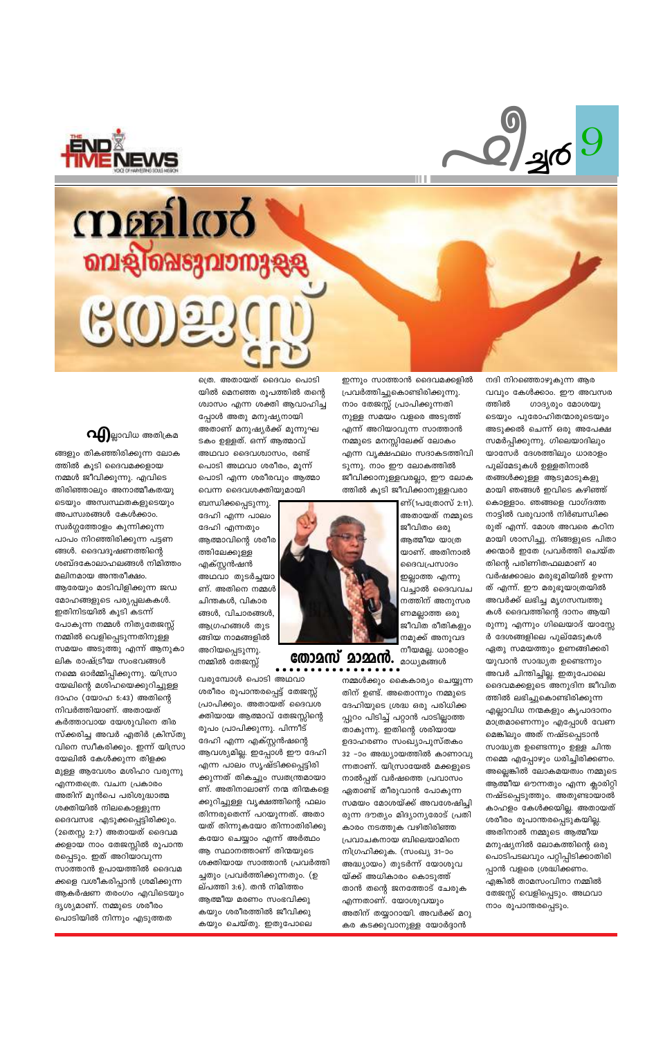# നമ്മിൽ വെളിപ്പെടുവാനുള്ള തേജസ്സ്

**തോമസ് മാമ്മൻ.**

എല്ലാവിധ അതിക്രമങ്ങളും തികഞ്ഞിരിക്കുന്ന ലോകത്തിൽ കൂടി ദൈവമക്കളായ നമ്മൾ ജീവിക്കുന്നു. എവിടെ തിരിഞ്ഞാലും അനാത്മീകതയുടെയും അസ്വസ്ഥതകളുടെയും അപസ്വരങ്ങൾ കേൾക്കാം. സ്വർഗ്ഗത്തോളം കുന്നിക്കുന്ന പാപം നിറഞ്ഞിരിക്കുന്ന പട്ടണങ്ങൾ. ദൈവദൂഷണത്തിന്റെ ശബ്ദകോലാഹലങ്ങൾ നിമിത്തം മലിനമായ അന്തരീക്ഷം. ആരേയും മാടിവിളിക്കുന്ന ജഡമോഹങ്ങളുടെ പര്യപ്പലകകൾ. ഇതിനിടയിൽ കൂടി കടന്ന് പോകുന്ന നമ്മൾ നിത്യതേജസ്സ് നമ്മിൽ വെളിപ്പെടുന്നതിനുള്ള സമയം അടുത്തു എന്ന് ആനുകാലിക രാഷ്ട്രീയ സംഭവങ്ങൾ നമ്മെ ഓർമ്മിപ്പിക്കുന്നു. യിസ്രായേലിന്റെ മശിഹയെക്കുറിച്ചുള്ള ദാഹം (യോഹ 5:43) അതിന്റെ നിവർത്തിയാണ്. അതായത് കർത്താവായ യേശുവിനെ തിരസ്ക്കരിച്ച അവർ എതിർ ക്രിസ്തുവിനെ സ്വീകരിക്കും. ഇന്ന് യിസ്രായേലിൽ കേൾക്കുന്ന തിളക്കമുള്ള ആവേശം മശിഹാ വരുന്നു എന്നതത്രെ. വചന പ്രകാരം അതിന് മുൻപെ പരിശുദ്ധാത്മ ശക്തിയിൽ നിലകൊള്ളുന്ന ദൈവസഭ എടുക്കപ്പെട്ടിരിക്കും. (2തെസ്സ 2:7) അതായത് ദൈവമക്കളായ നാം തേജസ്സിൽ രൂപാന്തരപ്പെടും. ഇത് അറിയാവുന്ന സാത്താൻ ഉപായത്തിൽ ദൈവമക്കളെ വശീകരിപ്പാൻ ശ്രമിക്കുന്ന ആകർഷണ തരംഗം എവിടെയും ദൃശ്യമാണ്. നമ്മുടെ ശരീരം പൊടിയിൽ നിന്നും എടുത്തതത്രെ. അതായത് ദൈവം പൊടിയിൽ മെനഞ്ഞ രൂപത്തിൽ തന്റെ ശ്വാസം എന്ന ശക്തി ആവാഹിച്ചപ്പോൾ അതു മനുഷ്യനായി അതാണ് മനുഷ്യർക്ക് മൂന്നുഘടകം ഉള്ളത്. ഒന്ന് ആത്മാവ് അഥവാ ദൈവശ്വാസം, രണ്ട് പൊടി അഥവാ ശരീരം, മൂന്ന് പൊടി എന്ന ശരീരവും ആത്മാവെന്ന ദൈവശക്തിയുമായി ബന്ധിക്കപ്പെടുന്നു. ദേഹി എന്ന പാലം ദേഹി എന്നതും ആത്മാവിന്റെ ശരീരത്തിലേക്കുള്ള എക്സ്റ്റൻഷൻ അഥവാ തുടർച്ചയാണ്. അതിനെ നമ്മൾ ചിന്തകൾ, വികാരങ്ങൾ, വിചാരങ്ങൾ, ആഗ്രഹങ്ങൾ തുടങ്ങിയ നാമങ്ങളിൽ അറിയപ്പെടുന്നു. നമ്മിൽ തേജസ്സ് വരുമ്പോൾ പൊടി അഥവാ ശരീരം രൂപാന്തരപ്പെട്ട് തേജസ്സ് പ്രാപിക്കും. അതായത് ദൈവശക്തിയായ ആത്മാവ് തേജസ്സിന്റെ രൂപം പ്രാപിക്കുന്നു. പിന്നീട് ദേഹി എന്ന എക്സ്റ്റൻഷന്റെ ആവശ്യമില്ല. ഇപ്പോൾ ഈ ദേഹി എന്ന പാലം സൃഷ്ടിക്കപ്പെട്ടിരിക്കുന്നത് തികച്ചും സ്വതന്ത്രമായാണ്. അതിനാലാണ് നന്മ തിന്മകളെക്കുറിച്ചുള്ള വൃക്ഷത്തിന്റെ ഫലം തിന്നരുതെന്ന് പറയുന്നത്. അതായത് തിന്നുകയോ തിന്നാതിരിക്കുകയോ ചെയ്യാം എന്ന് അർത്ഥം ആ സ്ഥാനത്താണ് തിന്മയുടെ ശക്തിയായ സാത്താൻ പ്രവർത്തിച്ചതും പ്രവർത്തിക്കുന്നതും. (ഉല്പത്തി 3:6). തൻ നിമിത്തം ആത്മീയ മരണം സംഭവിക്കുകയും ശരീരത്തിൽ ജീവിക്കുകയും ചെയ്തു. ഇതുപോലെ ഇന്നും സാത്താൻ ദൈവമക്കളിൽ പ്രവർത്തിച്ചുകൊണ്ടിരിക്കുന്നു. നാം തേജസ്സ് പ്രാപിക്കുന്നതിനുള്ള സമയം വളരെ അടുത്ത് എന്ന് അറിയാവുന്ന സാത്താൻ നമ്മുടെ മനസ്സിലേക്ക് ലോകം എന്ന വൃക്ഷഫലം സദാകടത്തിവിടുന്നു. നാം ഈ ലോകത്തിൽ ജീവിക്കാനുള്ളവരല്ലല്ലോ, ഈ ലോകത്തിൽ കൂടി ജീവിക്കാനുള്ളവരാണ്(1പത്രോസ് 2:11). അതായത് നമ്മുടെ ജീവിതം ഒരു ആത്മീയ യാത്രയാണ്. അതിനാൽ ദൈവപ്രസാദം ഇല്ലാത്ത എന്നു വച്ചാൽ ദൈവവചനത്തിന് അനുസരണമല്ലാത്ത ഒരു ജീവിത രീതികളും നമുക്ക് അനുവദനീയമല്ല. ധാരാളം മാധ്യമങ്ങൾ നമ്മൾക്കും കൈകാര്യം ചെയ്യുന്നതിന് ഉണ്ട്. അതൊന്നും നമ്മുടെ ദേഹിയുടെ ശ്രദ്ധ ഒരു പരിധിക്കപ്പുറം പിടിച്ച് പറ്റാൻ പാടില്ലാത്തതാകുന്നു. ഇതിന്റെ ശരിയായ ഉദാഹരണം സംഖ്യാപുസ്തകം 32 -ാം അദ്ധ്യായത്തിൽ കാണാവുന്നതാണ്. യിസ്രായേൽ മക്കളുടെ നാൽപ്പത് വർഷത്തെ പ്രവാസം ഏതാണ്ട് തീരുവാൻ പോകുന്ന സമയം മോശയ്ക്ക് അവശേഷിച്ചിരുന്ന ദൗത്യം മിദ്യാന്യരോട് പ്രതികാരം നടത്തുക വഴിതിരിഞ്ഞ പ്രവാചകനായ ബിലെയാമിനെ നിഗ്രഹിക്കുക. (സംഖ്യ 31-ാം അദ്ധ്യായം) തുടർന്ന് യോശുവയ്ക്ക് അധികാരം കൊടുത്ത് താൻ തന്റെ ജനത്തോട് ചേരുക എന്നതാണ്. യോശുവയും അതിന് തയ്യാറായി. അവർക്ക് മറുകര കടക്കുവാനുള്ള യോർദ്ദാൻ നദി നിറഞ്ഞൊഴുകുന്ന ആരവവും കേൾക്കാം. ഈ അവസരത്തിൽ ഗാദ്യരും മോശയുടെയും പുരോഹിതന്മാരുടെയും അടുക്കൽ ചെന്ന് ഒരു അപേക്ഷ സമർപ്പിക്കുന്നു. ഗിലെയാദിലും യാസേർ ദേശത്തിലും ധാരാളം പുല്മേടുകൾ ഉള്ളതിനാൽ തങ്ങൾക്കുള്ള ആടുമാടുകളുമായി ഞങ്ങൾ ഇവിടെ കഴിഞ്ഞ് കൊള്ളാം. ഞങ്ങളെ വാഗ്ദത്ത നാട്ടിൽ വരുവാൻ നിർബന്ധിക്കരുത് എന്ന്. മോശ അവരെ കഠിനമായി ശാസിച്ചു. നിങ്ങളുടെ പിതാക്കന്മാർ ഇതേ പ്രവർത്തി ചെയ്തതിന്റെ പരിണിതഫലമാണ് 40 വർഷക്കാലം മരുഭൂമിയിൽ ഉഴന്നത് എന്ന്. ഈ മരുഭൂയാത്രയിൽ അവർക്ക് ലഭിച്ച മൃഗസമ്പത്തുകൾ ദൈവത്തിന്റെ ദാനം ആയിരുന്നു എന്നും ഗിലെയാദ് യാസ്സേർ ദേശങ്ങളിലെ പുല്മേടുകൾ ഏതു സമയത്തും ഉണങ്ങിക്കരിയുവാൻ സാദ്ധ്യത ഉണ്ടെന്നും അവർ ചിന്തിച്ചില്ല. ഇതുപോലെ ദൈവമക്കളുടെ അനുദിന ജീവിതത്തിൽ ലഭിച്ചുകൊണ്ടിരിക്കുന്ന എല്ലാവിധ നന്മകളും കൃപാദാനം മാത്രമാണെന്നും എപ്പോൾ വേണമെങ്കിലും അത് നഷ്ടപ്പെടാൻ സാദ്ധ്യത ഉണ്ടെന്നും ഉള്ള ചിന്ത നമ്മെ എപ്പോഴും ഭരിച്ചിരിക്കണം. അല്ലെങ്കിൽ ലോകമയത്വം നമ്മുടെ ആത്മീയ ഔന്നത്യം എന്ന ക്ലാരിറ്റി നഷ്ടപ്പെടുത്തും. അതുണ്ടായാൽ കാഹളം കേൾക്കയില്ല. അതായത് ശരീരം രൂപാന്തരപ്പെടുകയില്ല. അതിനാൽ നമ്മുടെ ആത്മീയ മനുഷ്യനിൽ ലോകത്തിന്റെ ഒരു പൊടിപടലവും പറ്റിപ്പിടിക്കാതിരിപ്പാൻ വളരെ ശ്രദ്ധിക്കണം. എങ്കിൽ താമസംവിനാ നമ്മിൽ തേജസ്സ് വെളിപ്പെടും. അഥവാ നാം രൂപാന്തരപ്പെടും.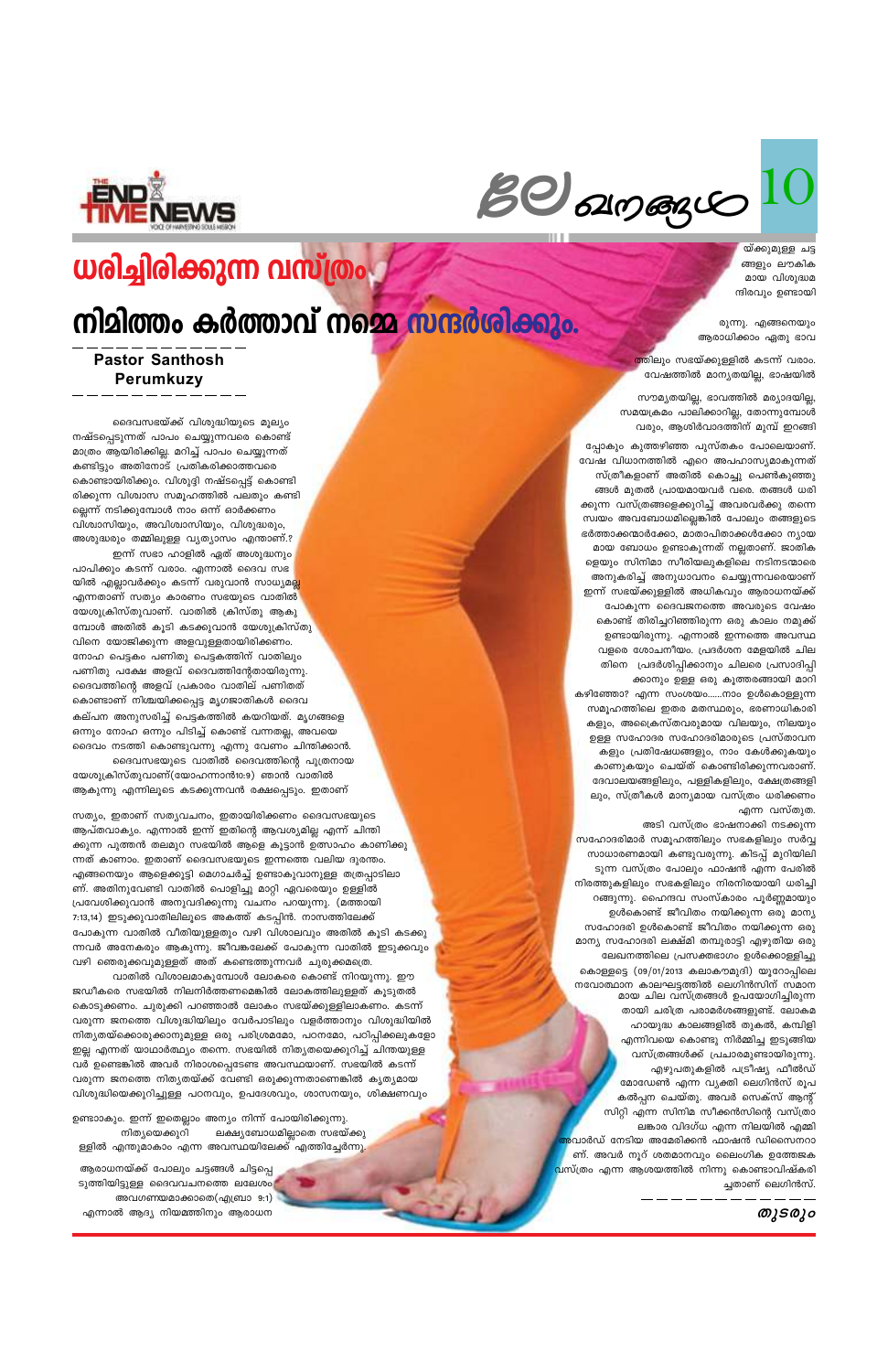# ധരിച്ചിരിക്കുന്ന വസ്ത്രം നിമിത്തം കർത്താവ് നമ്മെ സന്ദർശിക്കും.

**Pastor Santhosh Perumkuzy**

ദൈവസഭയ്ക്ക് വിശുദ്ധിയുടെ മൂല്യം നഷ്ടപ്പെടുന്നത് പാപം ചെയ്യുന്നവരെ കൊണ്ട് മാത്രം ആയിരിക്കില്ല. മറിച്ച് പാപം ചെയ്യുന്നത് കണ്ടിട്ടും അതിനോട് പ്രതികരിക്കാത്തവരെ കൊണ്ടായിരിക്കും. വിശുദ്ധി നഷ്ടപ്പെട്ട് കൊണ്ടിരിക്കുന്ന വിശ്വാസ സമൂഹത്തിൽ പലതും കണ്ടില്ലെന്ന് നടിക്കുമ്പോൾ നാം ഒന്ന് ഓർക്കണം വിശ്വാസിയും, അവിശ്വാസിയും, വിശുദ്ധരും, അശുദ്ധരും തമ്മിലുള്ള വ്യത്യാസം എന്താണ്.?

ഇന്ന് സഭാ ഹാളിൽ ഏത് അശുദ്ധനും പാപിക്കും കടന്ന് വരാം. എന്നാൽ ദൈവ സഭയിൽ എല്ലാവർക്കും കടന്ന് വരുവാൻ സാധ്യമല്ല എന്നതാണ് സത്യം കാരണം സഭയുടെ വാതിൽ യേശുക്രിസ്തുവാണ്. വാതിൽ ക്രിസ്തു ആകുമ്പോൾ അതിൽ കൂടി കടക്കുവാൻ യേശുക്രിസ്തുവിനെ യോജിക്കുന്ന അളവുള്ളതായിരിക്കണം. നോഹ പെട്ടകം പണിതു പെട്ടകത്തിന് വാതിലും പണിതു പക്ഷേ അളവ് ദൈവത്തിന്റേതായിരുന്നു. ദൈവത്തിന്റെ അളവ് പ്രകാരം വാതില് പണിതത് കൊണ്ടാണ് നിശ്ചയിക്കപ്പെട്ട മൃഗജാതികൾ ദൈവ കല്പന അനുസരിച്ച് പെട്ടകത്തിൽ കയറിയത്. മൃഗങ്ങളെ ഒന്നും നോഹ ഒന്നും പിടിച്ച് കൊണ്ട് വന്നതല്ല, അവയെ ദൈവം നടത്തി കൊണ്ടുവന്നു എന്നു വേണം ചിന്തിക്കാൻ.

ദൈവസഭയുടെ വാതിൽ ദൈവത്തിന്റെ പുത്രനായ യേശുക്രിസ്തുവാണ്(യോഹന്നാൻ10:9) ഞാൻ വാതിൽ ആകുന്നു എന്നിലൂടെ കടക്കുന്നവൻ രക്ഷപ്പെടും. ഇതാണ് സത്യം, ഇതാണ് സത്യവചനം, ഇതായിരിക്കണം ദൈവസഭയുടെ ആപ്തവാക്യം. എന്നാൽ ഇന്ന് ഇതിന്റെ ആവശ്യമില്ല എന്ന് ചിന്തിക്കുന്ന പുത്തൻ തലമുറ സഭയിൽ ആളെ കൂട്ടാൻ ഉത്സാഹം കാണിക്കുന്നത് കാണാം. ഇതാണ് ദൈവസഭയുടെ ഇന്നത്തെ വലിയ ദുരന്തം. എങ്ങനെയും ആളെക്കൂട്ടി മെഗാചർച്ച് ഉണ്ടാകുവാനുള്ള തത്രപ്പാടിലാണ്. അതിനുവേണ്ടി വാതിൽ പൊളിച്ചു മാറ്റി ഏവരെയും ഉള്ളിൽ പ്രവേശിക്കുവാൻ അനുവദിക്കുന്നു വചനം പറയുന്നു. (മത്തായി 7:13,14) ഇടുക്കുവാതിലിലൂടെ അകത്ത് കടപ്പിൻ. നാസത്തിലേക്ക് പോകുന്ന വാതിൽ വീതിയുള്ളതും വഴി വിശാലവും അതിൽ കൂടി കടക്കുന്നവർ അനേകരും ആകുന്നു. ജീവങ്കലേക്ക് പോകുന്ന വാതിൽ ഇടുക്കവും വഴി ഞെരുക്കവുമുള്ളത് അത് കണ്ടെത്തുന്നവർ ചുരുക്കമത്രെ.

വാതിൽ വിശാലമാകുമ്പോൾ ലോകരെ കൊണ്ട് നിറയുന്നു. ഈ ജഡീകരെ സഭയിൽ നിലനിർത്തണമെങ്കിൽ ലോകത്തിലുള്ളത് കൂടുതൽ കൊടുക്കണം. ചുരുക്കി പറഞ്ഞാൽ ലോകം സഭയ്ക്കുള്ളിലാകണം. കടന്ന് വരുന്ന ജനത്തെ വിശുദ്ധിയിലും വേർപാടിലും വളർത്താനും വിശുദ്ധിയിൽ നിത്യതയ്ക്കൊരുക്കാനുമുള്ള ഒരു പരിശ്രമമോ, പഠനമോ, പഠിപ്പിക്കലുകളോ ഇല്ല എന്നത് യാഥാർത്ഥ്യം തന്നെ. സഭയിൽ നിത്യതയെക്കുറിച്ച് ചിന്തയുള്ളവർ ഉണ്ടെങ്കിൽ അവർ നിരാശപ്പെടേണ്ട അവസ്ഥയാണ്. സഭയിൽ കടന്ന് വരുന്ന ജനത്തെ നിത്യതയ്ക്ക് വേണ്ടി ഒരുക്കുന്നതാണെങ്കിൽ കൃത്യമായ വിശുദ്ധിയെക്കുറിച്ചുള്ള പഠനവും, ഉപദേശവും, ശാസനയും, ശിക്ഷണവും ഉണ്ടാകും. ഇന്ന് ഇതെല്ലാം അന്യം നിന്ന് പോയിരിക്കുന്നു.

നിത്യയെക്കുറി ലക്ഷ്യബോധമില്ലാതെ സഭയ്ക്കുള്ളിൽ എന്തുമാകാം എന്ന അവസ്ഥയിലേക്ക് എത്തിച്ചേർന്നു.

ആരാധനയ്ക്ക് പോലും ചട്ടങ്ങൾ ചിട്ടപ്പെടുത്തിയിട്ടുള്ള ദൈവവചനത്തെ ലലംഘിച്ച് അവഗണ്യമാക്കാതെ(എബ്രാ 9:1) എന്നാൽ ആദ്യ നിയമത്തിനും ആരാധനയ്ക്കുമുള്ള ചട്ടങ്ങളും ലൗകികമായ വിശുദ്ധമന്ദിരവും ഉണ്ടായിരുന്നു. എങ്ങനെയും ആരാധിക്കാം ഏതു ഭാവത്തിലും സഭയ്ക്കുള്ളിൽ കടന്ന് വരാം. വേഷത്തിൽ മാന്യതയില്ല, ഭാഷയിൽ സൗമ്യതയില്ല. ഭാവത്തിൽ മര്യാദയില്ല. സമയക്രമം പാലിക്കാറില്ല, തോന്നുമ്പോൾ വരും, ആശിർവാദത്തിന് മുമ്പ് ഇറങ്ങിപ്പോകും കുത്തഴിഞ്ഞ പുസ്തകം പോലെയാണ്. വേഷ വിധാനത്തിൽ ഏറെ അപഹാസ്യമാകുന്നത് സ്ത്രീകളാണ് അതിൽ കൊച്ചു പെൺകുഞ്ഞുങ്ങൾ മുതൽ പ്രായമായവർ വരെ. തങ്ങൾ ധരിക്കുന്ന വസ്ത്രങ്ങളെക്കുറിച്ച് അവരവർക്കു തന്നെ സ്വയം അവബോധമില്ലെങ്കിൽ പോലും തങ്ങളുടെ ഭർത്താക്കന്മാർക്കോ, മാതാപിതാക്കൾക്കോ ന്യായമായ ബോധം ഉണ്ടാകുന്നത് നല്ലതാണ്. ജാതികളെയും സിനിമാ സീരിയലുകളിലെ നടിനടന്മാരെ അനുകരിച്ച് അനുധാവനം ചെയ്യുന്നവരെയാണ് ഇന്ന് സഭയ്ക്കുള്ളിൽ അധികവും ആരാധനയ്ക്ക് പോകുന്ന ദൈവജനത്തെ അവരുടെ വേഷം കൊണ്ട് തിരിച്ചറിഞ്ഞിരുന്ന ഒരു കാലം നമുക്ക് ഉണ്ടായിരുന്നു. എന്നാൽ ഇന്നത്തെ അവസ്ഥ വളരെ ശോചനീയം. പ്രദർശന മേളയിൽ ചില തിനെ പ്രദർശിപ്പിക്കാനും ചിലരെ പ്രസാദിപ്പിക്കാനും ഉള്ള ഒരു കൂത്തരങ്ങായി മാറി കഴിഞ്ഞോ? എന്ന സംശയം......നാം ഉൾകൊള്ളുന്ന സമൂഹത്തിലെ ഇതര മതസ്ഥരും, ഭരണാധികാരികളും, അക്രൈസ്തവരുമായ വിലയും, നിലയും ഉള്ള സഹോദര സഹോദരിമാരുടെ പ്രസ്താവനകളും പ്രതിഷേധങ്ങളും, നാം കേൾക്കുകയും കാണുകയും ചെയ്ത് കൊണ്ടിരിക്കുന്നവരാണ്. ദേവാലയങ്ങളിലും, പള്ളികളിലും, ക്ഷേത്രങ്ങളിലും, സ്ത്രീകൾ മാന്യമായ വസ്ത്രം ധരിക്കണം എന്ന വസ്തുത.

അടി വസ്ത്രം ഭാഷനാക്കി നടക്കുന്ന സഹോദരിമാർ സമൂഹത്തിലും സഭകളിലും സർവ്വ സാധാരണമായി കണ്ടുവരുന്നു. കിടപ്പ് മുറിയിലിടുന്ന വസ്ത്രം പോലും ഫാഷൻ എന്ന പേരിൽ നിരത്തുകളിലും സഭകളിലും നിരനിരയായി ധരിച്ചിറങ്ങുന്നു. ഹൈന്ദവ സംസ്കാരം പൂർണ്ണമായും ഉൾകൊണ്ട് ജീവിതം നയിക്കുന്ന ഒരു മാന്യ സഹോദരി ഉൾകൊണ്ട് ജീവിതം നയിക്കുന്ന ഒരു മാന്യ സഹോദരി ലക്ഷ്മി തമ്പുരാട്ടി എഴുതിയ ഒരു ലേഖനത്തിലെ പ്രസക്തഭാഗം ഉൾക്കൊള്ളിച്ചു കൊള്ളട്ടെ (09/01/2013 കലാകൗമുദി) യൂറോപ്പിലെ നവോത്ഥാന കാലഘട്ടത്തിൽ ലെഗിൻസിന് സമാനമായ ചില വസ്ത്രങ്ങൾ ഉപയോഗിച്ചിരുന്നതായി ചരിത്ര പരാമർശങ്ങളുണ്ട്. ലോകമഹായുദ്ധ കാലങ്ങളിൽ തുകൽ, കമ്പിളി എന്നിവയെ കൊണ്ടു നിർമ്മിച്ച ഇടുങ്ങിയ വസ്ത്രങ്ങൾക്ക് പ്രചാരമുണ്ടായിരുന്നു. എഴുപതുകളിൽ പടീഷ്യ ഫീൽഡ് മോഡേൺ എന്ന വ്യക്തി ലെഗിൻസ് രൂപകൽപ്പന ചെയ്തു. അവർ സെക്സ് ആന്റ് സിറ്റി എന്ന സിനിമ സീക്കൻസിന്റെ വസ്ത്രാലങ്കാര വിദഗ്ധ എന്ന നിലയിൽ എമ്മി അവാർഡ് നേടിയ അമേരിക്കൻ ഫാഷൻ ഡിസൈനറാണ്. അവർ നൂറ് ശതമാനവും ലൈംഗിക ഉത്തേജക വസ്ത്രം എന്ന ആശയത്തിൽ നിന്നു കൊണ്ടാവിഷ്കരിച്ചതാണ് ലെഗിൻസ്.

*തുടരും*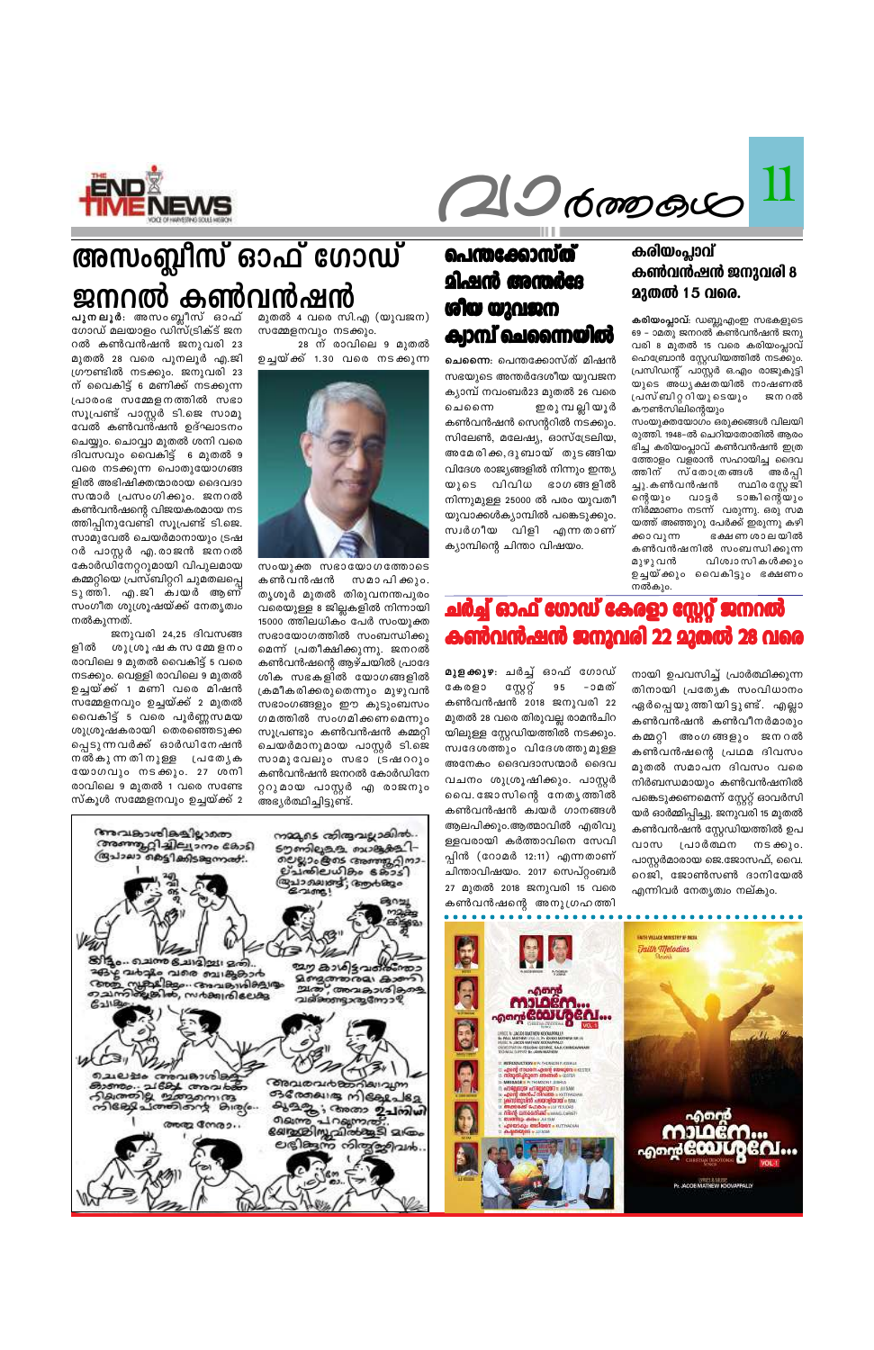# അസംബ്ലീസ് ഓഫ് ഗോഡ് ജനറൽ കൺവൻഷൻ

**പുനലൂർ:** അസംബ്ലീസ് ഓഫ് ഗോഡ് മലയാളം ഡിസ്ട്രിക്ട് ജനറൽ കൺവൻഷൻ ജനുവരി 23 മുതൽ 28 വരെ പുനലൂർ എ.ജി ഗ്രൗണ്ടിൽ നടക്കും. ജനുവരി 23 ന് വൈകിട്ട് 6 മണിക്ക് നടക്കുന്ന പ്രാരംഭ സമ്മേളനത്തിൽ സഭാ സൂപ്രണ്ട് പാസ്റ്റർ ടി.ജെ സാമുവേൽ കൺവൻഷൻ ഉദ്ഘാടനം ചെയ്യും. ചൊവ്വാ മുതൽ ശനി വരെ ദിവസവും വൈകിട്ട് 6 മുതൽ 9 വരെ നടക്കുന്ന പൊതുയോഗങ്ങളിൽ അഭിഷിക്തന്മാരായ ദൈവദാസന്മാർ പ്രസംഗിക്കും. ജനറൽ കൺവൻഷന്റെ വിജയകരമായ നടത്തിപ്പിനുവേണ്ടി സൂപ്രണ്ട് ടി.ജെ. സാമുവേൽ ചെയർമാനായും ട്രഷറർ പാസ്റ്റർ എ.രാജൻ ജനറൽ കോർഡിനേറ്ററുമായി വിപുലമായ കമ്മറ്റിയെ പ്രസ്ബിറ്ററി ചുമതലപ്പെടുത്തി. എ.ജി ക്വയർ ആണ് സംഗീത ശുശ്രൂഷയ്ക്ക് നേതൃത്വം നൽകുന്നത്.

ജനുവരി 24,25 ദിവസങ്ങളിൽ ശുശ്രൂഷക സമ്മേളനം രാവിലെ 9 മുതൽ വൈകിട്ട് 5 വരെ നടക്കും. വെള്ളി രാവിലെ 9 മുതൽ ഉച്ചയ്ക്ക് 1 മണി വരെ മിഷൻ സമ്മേളനവും ഉച്ചയ്ക്ക് 2 മുതൽ വൈകിട്ട് 5 വരെ പൂർണ്ണസമയ ശുശ്രൂഷകരായി തെരഞ്ഞെടുക്കപ്പെടുന്നവർക്ക് ഓർഡിനേഷൻ നൽകുന്നതിനുള്ള പ്രത്യേക യോഗവും നടക്കും. 27 ശനി രാവിലെ 9 മുതൽ 1 വരെ സൺഡേ സ്കൂൾ സമ്മേളനവും ഉച്ചയ്ക്ക് 2 മുതൽ 4 വരെ സി.എ (യുവജന) സമ്മേളനവും നടക്കും.

28 ന് രാവിലെ 9 മുതൽ ഉച്ചയ്ക്ക് 1.30 വരെ നടക്കുന്ന സംയുക്ത സഭായോഗത്തോടെ കൺവൻഷൻ സമാപിക്കും. തൃശൂർ മുതൽ തിരുവനന്തപുരം വരെയുള്ള 8 ജില്ലകളിൽ നിന്നായി 15000 ത്തിലധികം പേർ സംയുക്ത സഭായോഗത്തിൽ സംബന്ധിക്കുമെന്ന് പ്രതീക്ഷിക്കുന്നു. ജനറൽ കൺവൻഷന്റെ ആഴ്ചയിൽ പ്രാദേശിക സഭകളിൽ യോഗങ്ങളിൽ ക്രമീകരിക്കരുതെന്നും മുഴുവൻ സഭാംഗങ്ങളും ഈ കുടുംബസംഗമത്തിൽ സംഗമിക്കണമെന്നും സൂപ്രണ്ടും കൺവൻഷൻ കമ്മറ്റി ചെയർമാനുമായ പാസ്റ്റർ ടി.ജെ സാമുവേലും സഭാ ട്രഷററും കൺവൻഷൻ ജനറൽ കോർഡിനേറ്ററുമായ പാസ്റ്റർ എ രാജനും അഭ്യർത്ഥിച്ചിട്ടുണ്ട്.

# പെന്തക്കോസ്ത് മിഷൻ അന്തർദേശീയ യുവജന ക്യാമ്പ് ചെന്നൈയിൽ

**ചെന്നൈ:** പെന്തക്കോസ്ത് മിഷൻ സഭയുടെ അന്തർദേശീയ യുവജന ക്യാമ്പ് നവംബർ23 മുതൽ 26 വരെ ചെന്നൈ ഇരുമ്പല്ലിയൂർ കൺവൻഷൻ സെന്ററിൽ നടക്കും. സിലോൺ, മലേഷ്യ, ഓസ്ട്രേലിയ, അമേരിക്ക, ദുബായ് തുടങ്ങിയ വിദേശ രാജ്യങ്ങളിൽ നിന്നും ഇന്ത്യയുടെ വിവിധ ഭാഗങ്ങളിൽ നിന്നുമുള്ള 25000 ൽ പരം യുവതീ യുവാക്കൾക്യാമ്പിൽ പങ്കെടുക്കും. സ്വർഗീയ വിളി എന്നതാണ് ക്യാമ്പിന്റെ ചിന്താ വിഷയം.

# കരിയംപ്ലാവ് കൺവൻഷൻ ജനുവരി 8 മുതൽ 15 വരെ.

**കരിയംപ്ലാവ്:** ഡബ്ല്യുഎംഇ സഭകളുടെ 69 - ാമതു ജനറൽ കൺവൻഷൻ ജനുവരി 8 മുതൽ 15 വരെ കരിയംപ്ലാവ് ഹെബ്രോൻ സ്റ്റേഡിയത്തിൽ നടക്കും. പ്രസിഡന്റ് പാസ്റ്റർ ഒ.എം രാജുക്കുട്ടിയുടെ അധ്യക്ഷതയിൽ നാഷണൽ പ്രസ്ബിറ്ററിയുടെയും ജനറൽ കൗൺസിലിന്റെയും സംയുക്തയോഗം ഒരുക്കങ്ങൾ വിലയിരുത്തി. 1948-ൽ ചെറിയതോതിൽ ആരംഭിച്ച കരിയംപ്ലാവ് കൺവൻഷൻ ഇത്രത്തോളം വളരാൻ സഹായിച്ച ദൈവത്തിന് സ്തോത്രങ്ങൾ അർപ്പിച്ചു. കൺവൻഷൻ സ്ഥിരസ്റ്റേജിന്റെയും വാട്ടർ ടാങ്കിന്റെയും നിർമ്മാണം നടന്ന് വരുന്നു. ഒരു സമയത്ത് അഞ്ഞൂറു പേർക്ക് ഇരുന്നു കഴിക്കാവുന്ന ഭക്ഷണശാലയിൽ കൺവൻഷനിൽ സംബന്ധിക്കുന്ന മുഴുവൻ വിശ്വാസികൾക്കും ഉച്ചയ്ക്കും വൈകിട്ടും ഭക്ഷണം നൽകും.

# ചർച്ച് ഓഫ് ഗോഡ് കേരളാ സ്റ്റേറ്റ് ജനറൽ കൺവൻഷൻ ജനുവരി 22 മുതൽ 28 വരെ

**മുളക്കുഴ:** ചർച്ച് ഓഫ് ഗോഡ് കേരളാ സ്റ്റേറ്റ് 95 -ാമത് കൺവൻഷൻ 2018 ജനുവരി 22 മുതൽ 28 വരെ തിരുവല്ല രാമൻചിറയിലുള്ള സ്റ്റേഡിയത്തിൽ നടക്കും. സ്വദേശത്തും വിദേശത്തുമുള്ള അനേകം ദൈവദാസന്മാർ ദൈവ വചനം ശുശ്രൂഷിക്കും. പാസ്റ്റർ വൈ. ജോസിന്റെ നേതൃത്വത്തിൽ കൺവൻഷൻ ക്വയർ ഗാനങ്ങൾ ആലപിക്കും.ആത്മാവിൽ എരിവുള്ളവരായി കർത്താവിനെ സേവിപ്പിൻ (റോമർ 12:11) എന്നതാണ് ചിന്താവിഷയം. 2017 സെപ്റ്റംബർ 27 മുതൽ 2018 ജനുവരി 15 വരെ കൺവൻഷന്റെ അനുഗ്രഹത്തിനായി ഉപവസിച്ച് പ്രാർത്ഥിക്കുന്നതിനായി പ്രത്യേക സംവിധാനം ഏർപ്പെടുത്തിയിട്ടുണ്ട്. എല്ലാ കൺവൻഷൻ കൺവീനർമാരും കമ്മറ്റി അംഗങ്ങളും ജനറൽ കൺവൻഷന്റെ പ്രഥമ ദിവസം മുതൽ സമാപന ദിവസം വരെ നിർബന്ധമായും കൺവൻഷനിൽ പങ്കെടുക്കണമെന്ന് സ്റ്റേറ്റ് ഓവർസിയർ ഓർമ്മിപ്പിച്ചു. ജനുവരി 15 മുതൽ കൺവൻഷൻ സ്റ്റേഡിയത്തിൽ ഉപവാസ പ്രാർത്ഥന നടക്കും. പാസ്റ്റർമാരായ ജെ.ജോസഫ്, വൈ.റെജി, ജോൺസൺ ദാനിയേൽ എന്നിവർ നേതൃത്വം നല്കും.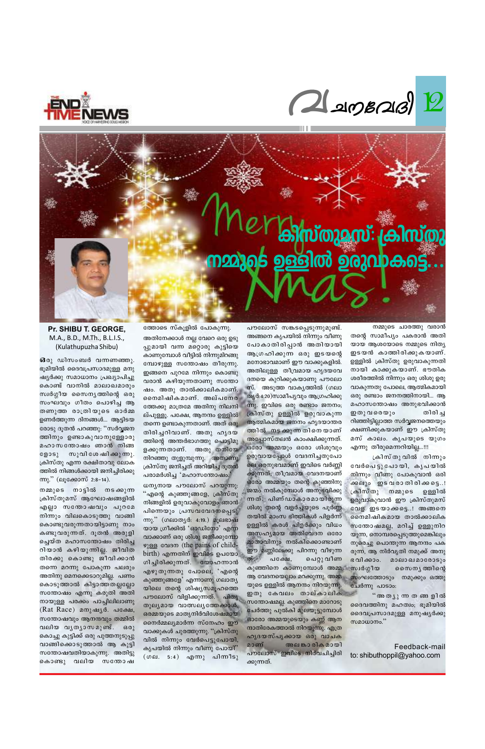# ക്രിസ്തുമസ്: ക്രിസ്തു നമ്മുടെ ഉള്ളിൽ ഉരുവാകട്ടെ...

**Pr. SHIBU T. GEORGE,**
M.A., B.D., M.Th., B.L.I.S.,
(Kulathupuzha Shibu)

ഒരു ഡിസംബർ വന്നണഞ്ഞു. ഭൂമിയിൽ ദൈവപ്രസാദമുള്ള മനുഷ്യർക്കു സമാധാനം പ്രഖ്യാപിച്ചു കൊണ്ട് വാനിൽ മാലാഖമാരും സ്വർഗ്ഗീയ സൈന്യത്തിന്റെ ഒരു സംഘവും ഗീതം പൊഴിച്ച ആ തണുത്ത രാത്രിയുടെ ഓർമ്മ ഉണർത്തുന്ന ദിനങ്ങൾ... ആട്ടിടയരോടു ദൂതൻ പറഞ്ഞു: "സർവ്വജനത്തിനും ഉണ്ടാകുവാനുള്ളോരു മഹാസന്തോഷം ഞാൻ നിങ്ങളോടു സുവിശേഷിക്കുന്നു. ക്രിസ്തു എന്ന രക്ഷിതാവു ലോകത്തിൽ നിങ്ങൾക്കായി ജനിച്ചിരിക്കുന്നു." (ലൂക്കോസ് 2:8-14).

നമ്മുടെ നാട്ടിൽ നടക്കുന്ന ക്രിസ്തുമസ് ആഘോഷങ്ങളിൽ എല്ലാ സന്തോഷവും പുറമേ നിന്നും വിലകൊടുത്തു വാങ്ങി കൊണ്ടുവരുന്നതായിട്ടാണു നാം കണ്ടുവരുന്നത്. ദൂതൻ അരുളി ചെയ്ത മഹാസന്തോഷം തിരിച്ചറിയാൻ കഴിയുന്നില്ല. ജീവിത തിരക്കു കൊണ്ടു ജീവിക്കാൻ തന്നെ മറന്നു പോകുന്ന പലരും അതിനു മെനക്കെടാറുമില്ല. പണം കൊടുത്താൽ കിട്ടാത്തതല്ലല്ലോ സന്തോഷം എന്നു കരുതി അതിനായുള്ള പരക്കം പാച്ചിലിലാണു (Rat Race) മനുഷ്യർ. പക്ഷേ, സന്തോഷവും ആനന്ദവും തമ്മിൽ വലിയ വ്യത്യാസമുണ്ട്. ഒരു കൊച്ചു കുട്ടിക്ക് ഒരു പുത്തനുടുപ്പു വാങ്ങിക്കൊടുത്താൽ ആ കുട്ടി സന്തോഷവതിയാകുന്നു. അതിട്ടു കൊണ്ടു വലിയ സന്തോഷത്തോടെ സ്കൂളിൽ പോകുന്നു. അതിനേക്കാൾ നല്ല വേറെ ഒരു ഉടുപ്പുമായി വന്ന മറ്റൊരു കുട്ടിയെ കാണുമ്പോൾ വീട്ടിൽ നിന്നുമിറങ്ങുമ്പോഴുള്ള സന്തോഷം തീരുന്നു. ഇങ്ങനെ പുറമേ നിന്നും കൊണ്ടുവരാൻ കഴിയുന്നതാണു സന്തോഷം. അതു താൽക്കാലികമാണ്. നൈമിഷികമാണ്. അല്പനേരത്തേക്കു മാത്രമേ അതിനു നിലനില്പുള്ളൂ. പക്ഷേ, ആനന്ദം ഉള്ളിൽ തന്നെ ഉണ്ടാകുന്നതാണ്. അത് ഒരു തിരിച്ചറിവാണ്. അതു ഹൃദയത്തിന്റെ അന്തർഭാഗത്തു പൊട്ടിമുളക്കുന്നതാണ്. അതു തനിയേ നിറഞ്ഞു തുളുമ്പുന്നു. അതാണു ക്രിസ്തു ജനിച്ചത് അറിയിച്ച ദൂതൻ പരാമർശിച്ച 'മഹാസന്തോഷം'.

ധന്യനായ പൗലോസ് പറയുന്നു: "എന്റെ കുഞ്ഞുങ്ങളേ, ക്രിസ്തു നിങ്ങളിൽ ഉരുവാകുവോളം ഞാൻ പിന്നെയും പ്രസവവേദനപ്പെടുന്നു." (ഗലാത്യർ: 4:19.) മൂലഭാഷയായ ഗ്രീക്കിൽ 'ഓഡിനോ' എന്ന വാക്കാണ് ഒരു ശിശു ജനിക്കുമ്പോഴുള്ള വേദന (the pains of childbirth) എന്നതിന് ഇവിടെ ഉപയോഗിച്ചിരിക്കുന്നത്. യോഹന്നാൻ എഴുതുന്നതു പോലെ, 'എന്റെ കുഞ്ഞുങ്ങളേ' എന്നാണു ഗലാത്യയിലെ തന്റെ ശിഷ്യസമൂഹത്തെ പൗലോസ് വിളിക്കുന്നത്. പിതൃതുല്യമായ വാത്സല്യത്തേക്കാൾ, ഒരമ്മയുടെ മാതൃനിർവിശേഷമായ നൈർമ്മല്യമാർന്ന സ്നേഹം ഈ വാക്കുകൾ ചുരത്തുന്നു. "ക്രിസ്തുവിൽ നിന്നും വേർപെട്ടുപോയി, കൃപയിൽ നിന്നും വീണു പോയി" (ഗല. 5:4) എന്നു പിന്നീടു പൗലോസ് സങ്കടപ്പെടുന്നുമുണ്ട്. അങ്ങനെ കൃപയിൽ നിന്നും വീണു പോകാതിരിപ്പാൻ അതിയായി ആഗ്രഹിക്കുന്ന ഒരു ഇടയന്റെ മനോഭാവമാണ് ഈ വാക്കുകളിൽ. അതിലുള്ള തീവ്രമായ ഹൃദയവേദനയെ കുറിക്കുകയാണു പൗലോസ്. അടുത്ത വാക്യത്തിൽ (ഗലാത്യർ:4:20)സാമീപ്യവും ആഗ്രഹിക്കുന്നു. ഇവിടെ ഒരു രണ്ടാം ജനനം; ക്രിസ്തു ഉള്ളിൽ ഉരുവാകുന്ന ആത്മികമായ ജനനം ഹൃദയാന്തരത്തിൽ നടക്കുന്നതിനെയാണ് അപ്പോസ്തലൻ കാംക്ഷിക്കുന്നത്. ഒരോ അമ്മയും ഒരോ ശിശുവും ഉരുവായപ്പോൾ വേദനിച്ചതുപോലെ ഒരനുഭവമാണ് ഇവിടെ വർണ്ണിക്കുന്നത്; തീവ്രമായ വേദനയാണ് ഒരോ അമ്മയും തന്റെ കുഞ്ഞിനു ജന്മം നൽകുമ്പോൾ അനുഭവിക്കുന്നത്. പിണ്ഡാകാരമായിരുന്ന ശിശു തന്റെ വളർച്ചയുടെ പൂർണ്ണതയിൽ മാംസ ഭിത്തികൾ പിളർന്ന് ഉള്ളിൽ കരൾ പിളർക്കും വിധം അസഹ്യമായ അതിവേദന ഒരോ മാതാവിനും നൽകിക്കൊണ്ടാണ് ഈ മണ്ണിലേക്കു പിറന്നു വീഴുന്നത്. പക്ഷേ, പെറ്റുവീണ കുഞ്ഞിനെ കാണുമ്പോൾ അമ്മ ആ വേദനയെല്ലാം മറക്കുന്നു. അമ്മയുടെ ഉള്ളിൽ ആനന്ദം നിറയുന്നു. ഇതു കേവലം താല്കാലിക സന്തോഷമല്ല. കുഞ്ഞിനെ മാറോടു ചേർത്തു പുൽകി മുലയൂട്ടുമ്പോൾ ഒരോ അമ്മയുടെയും കണ്ണു ആനന്ദാതിരേകത്താൽ നിറയുന്നു. എത്ര ഹൃദയസ്പൃക്കായ ഒരു വാചകമാണ് അലങ്കാരികമായി പൗലോസ് ഇവിടെ നിർവചിച്ചിരിക്കുന്നത്.

നമ്മുടെ ചാരത്തു വരാൻ തന്റെ സാമീപ്യം പകരാൻ അതിയായ ആശയോടെ നമ്മുടെ നിത്യ ഇടയൻ കാത്തിരിക്കുകയാണ്. ഉള്ളിൽ ക്രിസ്തു ഉരുവാകുന്നതിനായി കാക്കുകയാണ്. ഭൗതിക ശരീരത്തിൽ നിന്നും ഒരു ശിശു ഉരുവാകുന്നതു പോലെ, ആത്മികമായി ഒരു രണ്ടാം ജനനത്തിനായി... ആ മഹാസന്തോഷം അനുഭവിക്കാൻ ഇതുവരെയും തിരിച്ചറിഞ്ഞിട്ടില്ലാത്ത സർവ്വജനത്തെയും ക്ഷണിക്കുകയാണ് ഈ ക്രിസ്തുമസ് കാലം. കൃപയുടെ യുഗം എന്നു തീരുമെന്നറിയില്ല...!!!

ക്രിസ്തുവിൽ നിന്നും വേർപെട്ടുപോയി, കൃപയിൽ നിന്നും വീണു പോകുവാൻ ഒരിക്കലും ഇടവരാതിരിക്കട്ടെ..! ക്രിസ്തു നമ്മുടെ ഉള്ളിൽ ഉരുവാകുവാൻ ഈ ക്രിസ്തുമസ് വേള ഇടയാക്കട്ടെ..! അങ്ങനെ നൈമിഷികമായ താൽക്കാലിക സന്തോഷമല്ല, മറിച്ച് ഉള്ളുനിറയുന്ന, നൊമ്പരപ്പെടുത്തുമെങ്കിലും നുരച്ചു പൊന്തുന്ന ആനന്ദം പകരുന്ന, ആ നിർവൃതി നമുക്ക് അനുഭവിക്കാം. മാലാഖമാരോടും സ്വർഗ്ഗീയ സൈന്യത്തിന്റെ സംഘത്തോടും നമുക്കും ഒത്തു ചേർന്നു പാടാം:

"അത്യുന്നതങ്ങളിൽ ദൈവത്തിനു മഹത്വം; ഭൂമിയിൽ ദൈവപ്രസാദമുള്ള മനുഷ്യർക്കു സമാധാനം."

Feedback-mail to: shibuthoppil@yahoo.com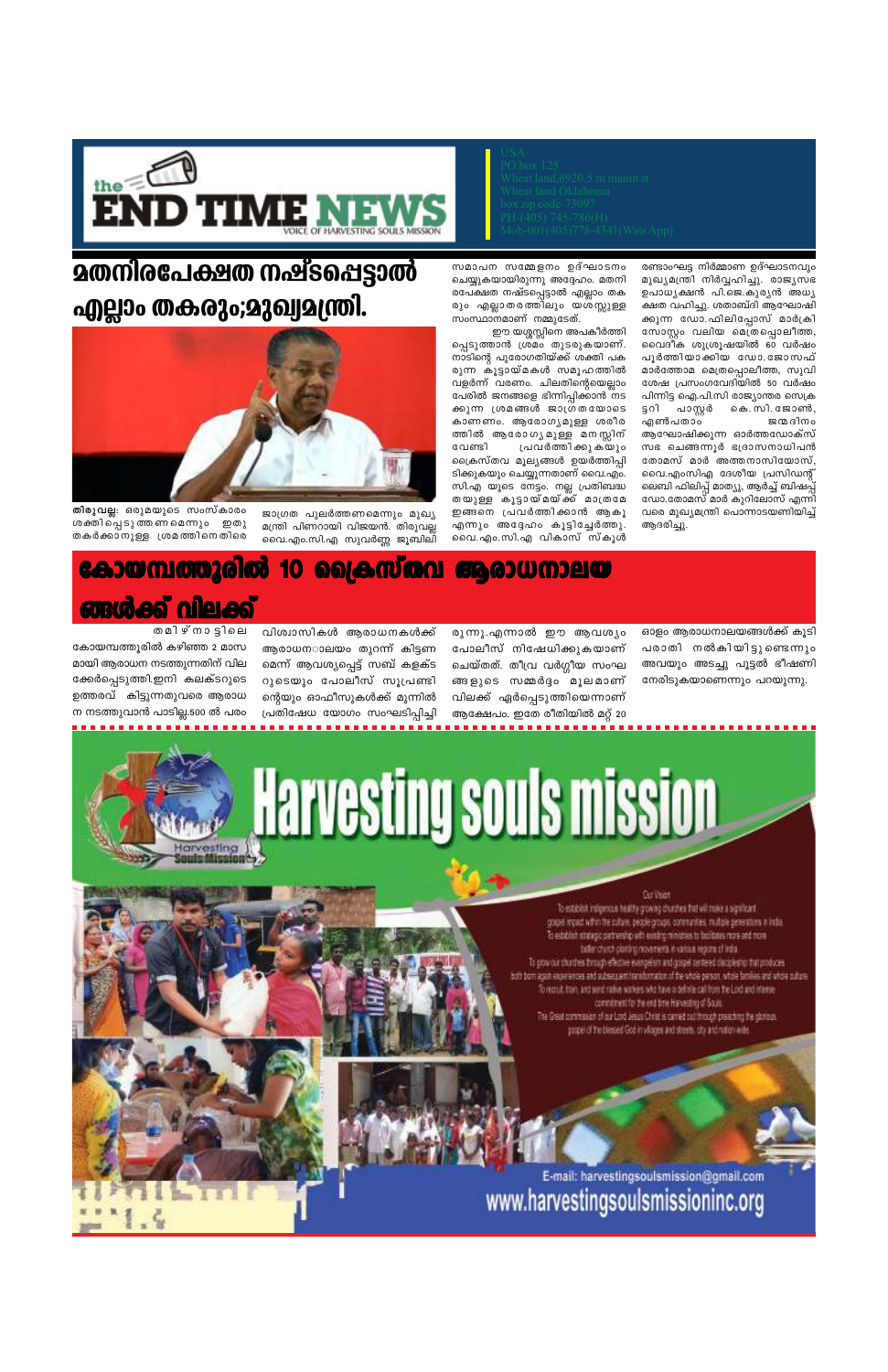the END TIME NEWS
VOICE OF HARVESTING SOULS MISSION

USA
PO.box 125
Wheat land,6920.5.m manin st
Wheat land Oklahoma
box zip code-73097
PH-(405) 745-786(H)
Mob-001(405)778-4341(Wats App)

# മതനിരപേക്ഷത നഷ്ടപ്പെട്ടാൽ എല്ലാം തകരും;മുഖ്യമന്ത്രി.

**തിരുവല്ല:** ഒരുമയുടെ സംസ്കാരം ശക്തിപ്പെടുത്തണമെന്നും ഇതു തകർക്കാനുള്ള ശ്രമത്തിനെതിരെ ജാഗ്രത പുലർത്തണമെന്നും മുഖ്യ മന്ത്രി പിണറായി വിജയൻ. തിരുവല്ല വൈ.എം.സി.എ സുവർണ്ണ ജൂബിലി സമാപന സമ്മേളനം ഉദ്ഘാടനം ചെയ്യുകയായിരുന്നു അദ്ദേഹം. മതനിരപേക്ഷത നഷ്ടപ്പെട്ടാൽ എല്ലാം തകരും എല്ലാതരത്തിലും യശസ്സുള്ള സംസ്ഥാനമാണ് നമ്മുടേത്.

ഈ യശസ്സിനെ അപകീർത്തിപ്പെടുത്താൻ ശ്രമം തുടരുകയാണ്. നാടിന്റെ പുരോഗതിയ്ക്ക് ശക്തി പകരുന്ന കൂട്ടായ്മകൾ സമൂഹത്തിൽ വളർന്ന് വരണം. ചിലതിന്റെയെല്ലാം പേരിൽ ജനങ്ങളെ ഭിന്നിപ്പിക്കാൻ നടക്കുന്ന ശ്രമങ്ങൾ ജാഗ്രതയോടെ കാണണം. ആരോഗ്യമുള്ള ശരീരത്തിൽ ആരോഗ്യമുള്ള മനസ്സിന് വേണ്ടി പ്രവർത്തിക്കുകയും ക്രൈസ്തവ മൂല്യങ്ങൾ ഉയർത്തിപ്പിടിക്കുകയും ചെയ്യുന്നതാണ് വൈ.എം.സി.എ യുടെ നേട്ടം. നല്ല പ്രതിബദ്ധതയുള്ള കൂട്ടായ്മയ്ക്ക് മാത്രമേ ഇങ്ങനെ പ്രവർത്തിക്കാൻ ആകൂ എന്നും അദ്ദേഹം കൂട്ടിച്ചേർത്തു. വൈ.എം.സി.എ വികാസ് സ്കൂൾ രണ്ടാംഘട്ട നിർമ്മാണ ഉദ്ഘാടനവും മുഖ്യമന്ത്രി നിർവ്വഹിച്ചു. രാജ്യസഭ ഉപാധ്യക്ഷൻ പി.ജെ.കുര്യൻ അധ്യക്ഷത വഹിച്ചു. ശതാബ്ദി ആഘോഷിക്കുന്ന ഡോ.ഫിലിപ്പോസ് മാർക്രിസോസ്റ്റം വലിയ മെത്രപ്പൊലീത്ത, വൈദീക ശുശ്രൂഷയിൽ 60 വർഷം പൂർത്തിയാക്കിയ ഡോ.ജോസഫ് മാർത്തോമ മെത്രപ്പൊലീത്ത, സുവിശേഷ പ്രസംഗവേദിയിൽ 50 വർഷം പിന്നിട്ട ഐ.പി.സി രാജ്യാന്തര സെക്രട്ടറി പാസ്റ്റർ കെ.സി.ജോൺ, എൺപതാം ജന്മദിനം ആഘോഷിക്കുന്ന ഓർത്തഡോക്സ് സഭ ചെങ്ങന്നൂർ ഭദ്രാസനാധിപൻ തോമസ് മാർ അത്തനാസിയോസ്, വൈ.എംസിഎ ദേശീയ പ്രസിഡന്റ് ലെബി ഫിലിപ്പ് മാത്യു, ആർച്ച് ബിഷപ്പ് ഡോ.തോമസ് മാർ കൂറിലോസ് എന്നിവരെ മുഖ്യമന്ത്രി പൊന്നാടയണിയിച്ച് ആദരിച്ചു.

# കോയമ്പത്തൂരിൽ 10 ക്രൈസ്തവ ആരാധനാലയങ്ങൾക്ക് വിലക്ക്

തമിഴ്നാട്ടിലെ കോയമ്പത്തൂരിൽ കഴിഞ്ഞ 2 മാസമായി ആരാധന നടത്തുന്നതിന് വിലക്കേർപ്പെടുത്തി.ഇനി കലക്ടറുടെ ഉത്തരവ് കിട്ടുന്നതുവരെ ആരാധന നടത്തുവാൻ പാടില്ല.500 ൽ പരം വിശ്വാസികൾ ആരാധനകൾക്ക് ആരാധനാലയം തുറന്ന് കിട്ടണമെന്ന് ആവശ്യപ്പെട്ട് സബ് കളക്ടറുടെയും പോലീസ് സൂപ്രണ്ടിന്റെയും ഓഫീസുകൾക്ക് മുന്നിൽ പ്രതിഷേധ യോഗം സംഘടിപ്പിച്ചിരുന്നു.എന്നാൽ ഈ ആവശ്യം പോലീസ് നിഷേധിക്കുകയാണ് ചെയ്തത്. തീവ്ര വർഗ്ഗീയ സംഘങ്ങളുടെ സമ്മർദ്ദം മൂലമാണ് വിലക്ക് ഏർപ്പെടുത്തിയതെന്നാണ് ആക്ഷേപം. ഇതേ രീതിയിൽ മറ്റ് 20 ഓളം ആരാധനാലയങ്ങൾക്ക് കൂടി പരാതി നൽകിയിട്ടുണ്ടെന്നും അവയും അടച്ചു പൂട്ടൽ ഭീഷണി നേരിടുകയാണെന്നും പറയുന്നു.

# Harvesting souls mission

Our Vison
To establish indigenous healthy growing churches that will make a significant gospel impact within the culture, people groups, communities, multiple generations in India.
To establish strategic partnership with existing ministries to facilitate more and more better church planting movements in various regions of India.
To grow our churches through effective evangelism and gospel centered discipleship that produces both born again experiences and subsequent transformation of the whole person, whole families and whole culture.
To recruit, train, and send native workers who have a definite call from the Lord and intense commitment for the end time Harvesting of Souls.
The Great commission of our Lord Jesus Christ is carried out through preaching the glorious gospel of the blessed God in villages and streets, city and nation-wide.

E-mail: harvestingsoulsmission@gmail.com
www.harvestingsoulsmissioninc.org